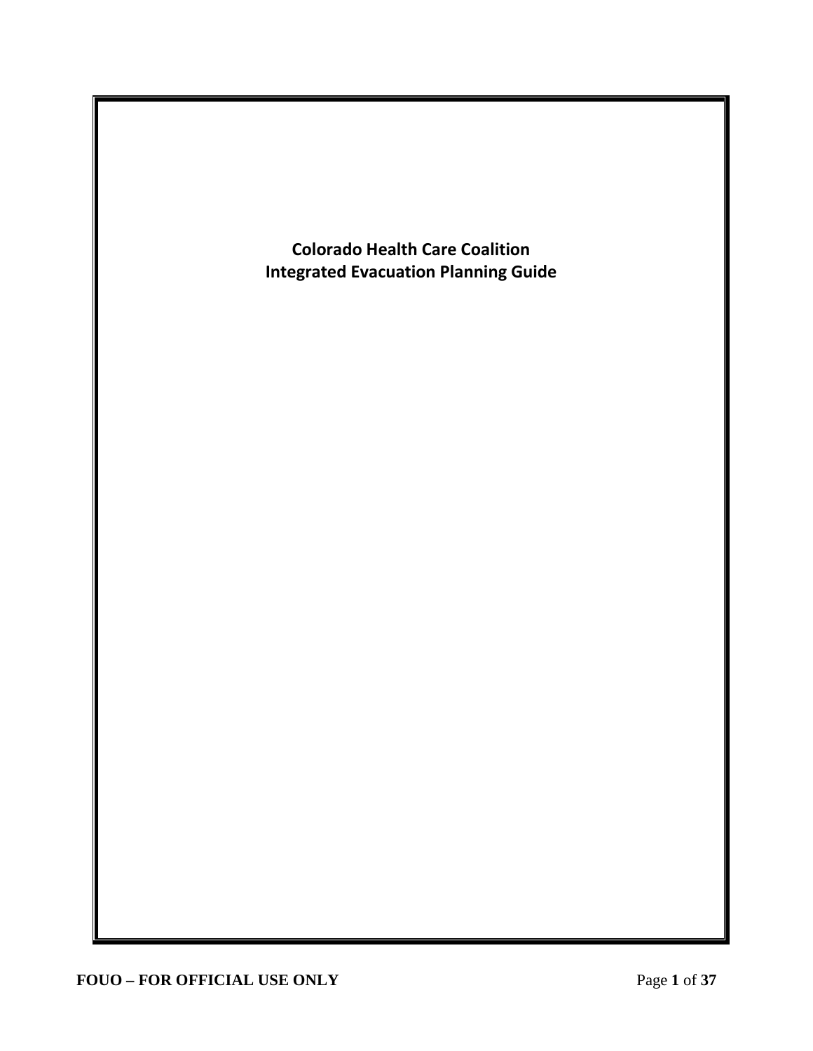# Colorado Health Care Coalition
# Integrated Evacuation Planning Guide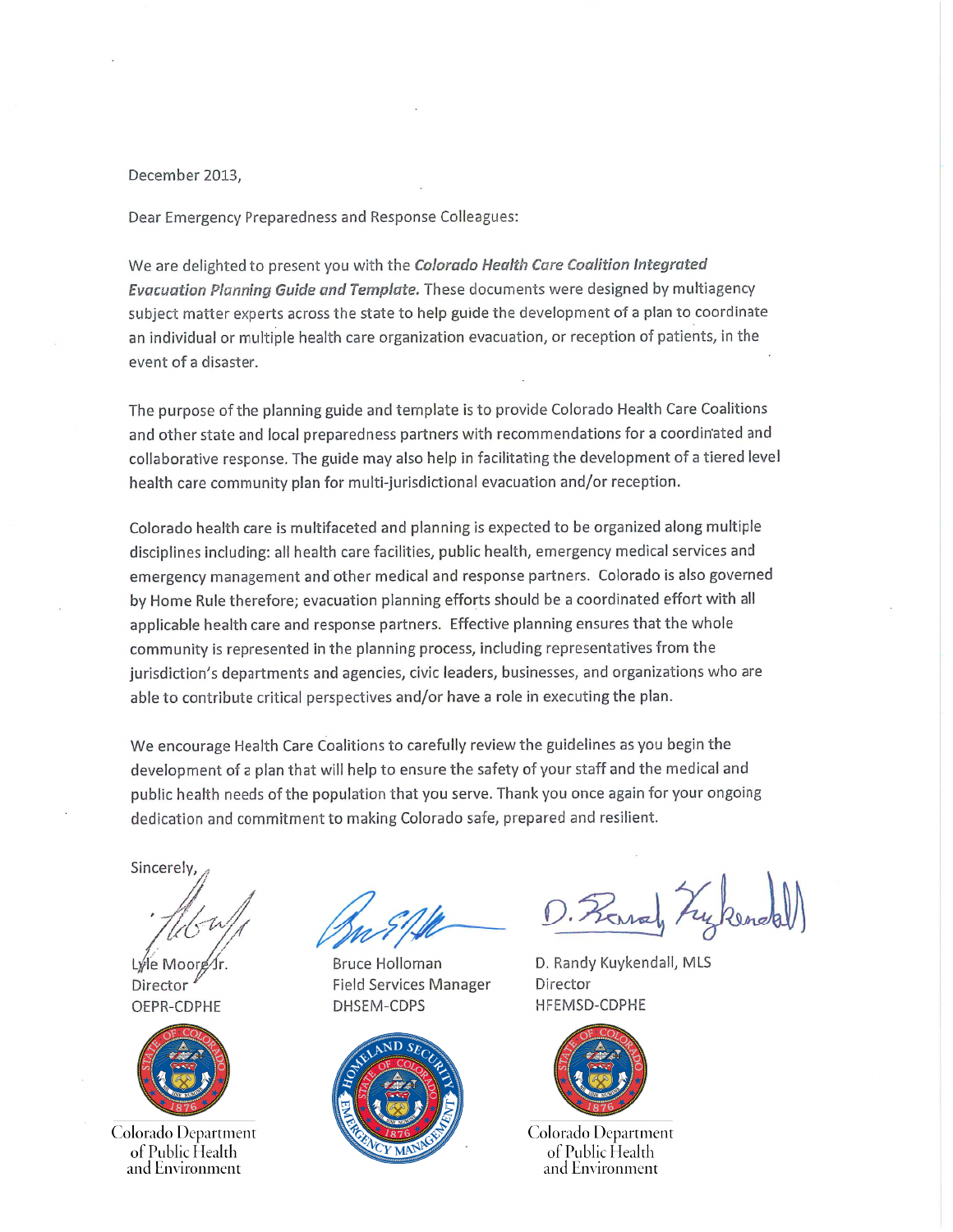December 2013,

Dear Emergency Preparedness and Response Colleagues:

We are delighted to present you with the ***Colorado Health Care Coalition Integrated Evacuation Planning Guide and Template.*** These documents were designed by multiagency subject matter experts across the state to help guide the development of a plan to coordinate an individual or multiple health care organization evacuation, or reception of patients, in the event of a disaster.

The purpose of the planning guide and template is to provide Colorado Health Care Coalitions and other state and local preparedness partners with recommendations for a coordinated and collaborative response. The guide may also help in facilitating the development of a tiered level health care community plan for multi-jurisdictional evacuation and/or reception.

Colorado health care is multifaceted and planning is expected to be organized along multiple disciplines including: all health care facilities, public health, emergency medical services and emergency management and other medical and response partners. Colorado is also governed by Home Rule therefore; evacuation planning efforts should be a coordinated effort with all applicable health care and response partners. Effective planning ensures that the whole community is represented in the planning process, including representatives from the jurisdiction's departments and agencies, civic leaders, businesses, and organizations who are able to contribute critical perspectives and/or have a role in executing the plan.

We encourage Health Care Coalitions to carefully review the guidelines as you begin the development of a plan that will help to ensure the safety of your staff and the medical and public health needs of the population that you serve. Thank you once again for your ongoing dedication and commitment to making Colorado safe, prepared and resilient.

Sincerely,

Lyle Moore Jr.
Director
OEPR-CDPHE

Colorado Department of Public Health and Environment

Bruce Holloman
Field Services Manager
DHSEM-CDPS

D. Randy Kuykendall, MLS
Director
HFEMSD-CDPHE

Colorado Department of Public Health and Environment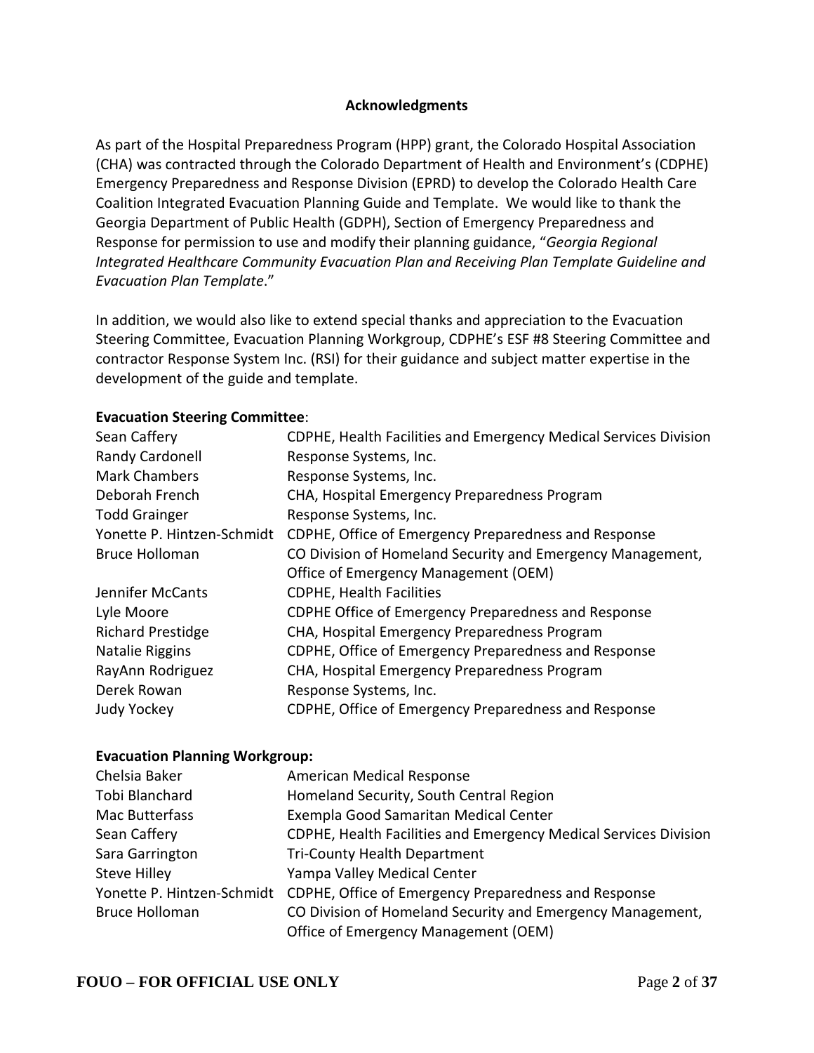## Acknowledgments

As part of the Hospital Preparedness Program (HPP) grant, the Colorado Hospital Association (CHA) was contracted through the Colorado Department of Health and Environment's (CDPHE) Emergency Preparedness and Response Division (EPRD) to develop the Colorado Health Care Coalition Integrated Evacuation Planning Guide and Template. We would like to thank the Georgia Department of Public Health (GDPH), Section of Emergency Preparedness and Response for permission to use and modify their planning guidance, "*Georgia Regional Integrated Healthcare Community Evacuation Plan and Receiving Plan Template Guideline and Evacuation Plan Template*."

In addition, we would also like to extend special thanks and appreciation to the Evacuation Steering Committee, Evacuation Planning Workgroup, CDPHE's ESF #8 Steering Committee and contractor Response System Inc. (RSI) for their guidance and subject matter expertise in the development of the guide and template.

**Evacuation Steering Committee**:

| | |
|---|---|
| Sean Caffery | CDPHE, Health Facilities and Emergency Medical Services Division |
| Randy Cardonell | Response Systems, Inc. |
| Mark Chambers | Response Systems, Inc. |
| Deborah French | CHA, Hospital Emergency Preparedness Program |
| Todd Grainger | Response Systems, Inc. |
| Yonette P. Hintzen-Schmidt | CDPHE, Office of Emergency Preparedness and Response |
| Bruce Holloman | CO Division of Homeland Security and Emergency Management, Office of Emergency Management (OEM) |
| Jennifer McCants | CDPHE, Health Facilities |
| Lyle Moore | CDPHE Office of Emergency Preparedness and Response |
| Richard Prestidge | CHA, Hospital Emergency Preparedness Program |
| Natalie Riggins | CDPHE, Office of Emergency Preparedness and Response |
| RayAnn Rodriguez | CHA, Hospital Emergency Preparedness Program |
| Derek Rowan | Response Systems, Inc. |
| Judy Yockey | CDPHE, Office of Emergency Preparedness and Response |

**Evacuation Planning Workgroup:**

| | |
|---|---|
| Chelsia Baker | American Medical Response |
| Tobi Blanchard | Homeland Security, South Central Region |
| Mac Butterfass | Exempla Good Samaritan Medical Center |
| Sean Caffery | CDPHE, Health Facilities and Emergency Medical Services Division |
| Sara Garrington | Tri-County Health Department |
| Steve Hilley | Yampa Valley Medical Center |
| Yonette P. Hintzen-Schmidt | CDPHE, Office of Emergency Preparedness and Response |
| Bruce Holloman | CO Division of Homeland Security and Emergency Management, Office of Emergency Management (OEM) |

**FOUO – FOR OFFICIAL USE ONLY**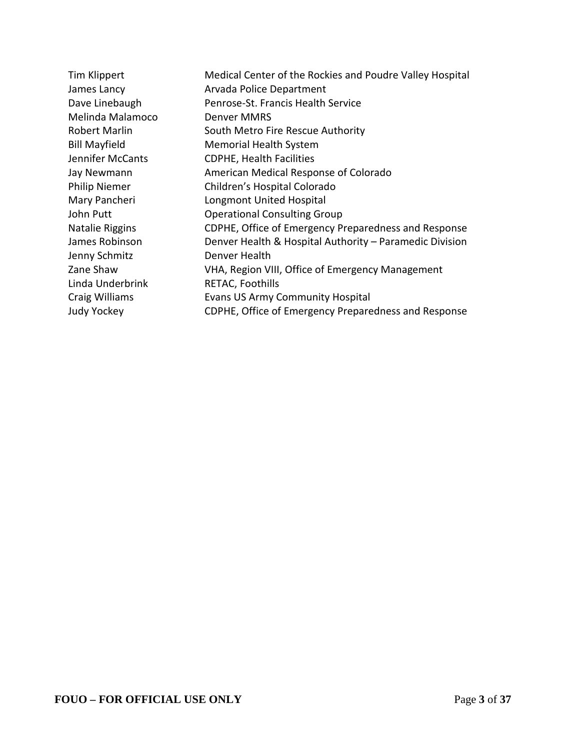| | |
|---|---|
| Tim Klippert | Medical Center of the Rockies and Poudre Valley Hospital |
| James Lancy | Arvada Police Department |
| Dave Linebaugh | Penrose-St. Francis Health Service |
| Melinda Malamoco | Denver MMRS |
| Robert Marlin | South Metro Fire Rescue Authority |
| Bill Mayfield | Memorial Health System |
| Jennifer McCants | CDPHE, Health Facilities |
| Jay Newmann | American Medical Response of Colorado |
| Philip Niemer | Children's Hospital Colorado |
| Mary Pancheri | Longmont United Hospital |
| John Putt | Operational Consulting Group |
| Natalie Riggins | CDPHE, Office of Emergency Preparedness and Response |
| James Robinson | Denver Health & Hospital Authority – Paramedic Division |
| Jenny Schmitz | Denver Health |
| Zane Shaw | VHA, Region VIII, Office of Emergency Management |
| Linda Underbrink | RETAC, Foothills |
| Craig Williams | Evans US Army Community Hospital |
| Judy Yockey | CDPHE, Office of Emergency Preparedness and Response |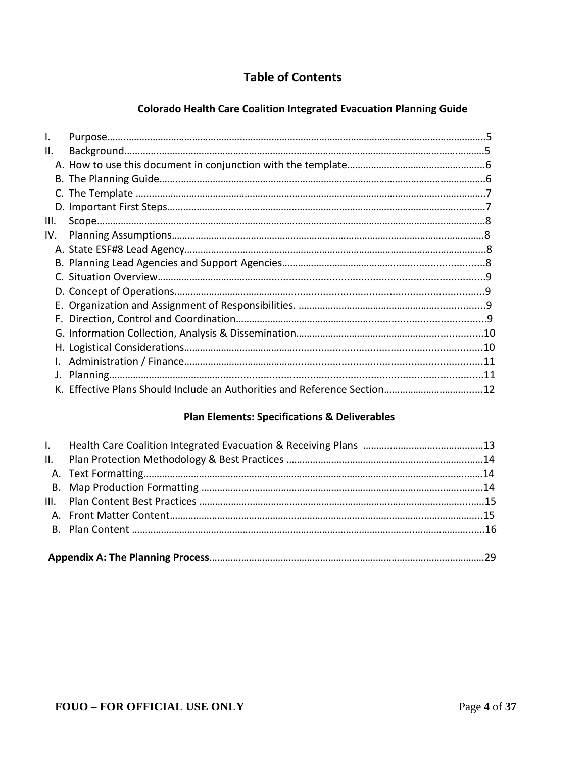# Table of Contents

## Colorado Health Care Coalition Integrated Evacuation Planning Guide

I. Purpose....5
II. Background....5
- A. How to use this document in conjunction with the template....6
- B. The Planning Guide....6
- C. The Template....7
- D. Important First Steps....7

III. Scope....8
IV. Planning Assumptions....8
- A. State ESF#8 Lead Agency....8
- B. Planning Lead Agencies and Support Agencies....8
- C. Situation Overview....9
- D. Concept of Operations....9
- E. Organization and Assignment of Responsibilities....9
- F. Direction, Control and Coordination....9
- G. Information Collection, Analysis & Dissemination....10
- H. Logistical Considerations....10
- I. Administration / Finance....11
- J. Planning....11
- K. Effective Plans Should Include an Authorities and Reference Section....12

## Plan Elements: Specifications & Deliverables

I. Health Care Coalition Integrated Evacuation & Receiving Plans....13
II. Plan Protection Methodology & Best Practices....14
- A. Text Formatting....14
- B. Map Production Formatting....14

III. Plan Content Best Practices....15
- A. Front Matter Content....15
- B. Plan Content....16

**Appendix A: The Planning Process**....29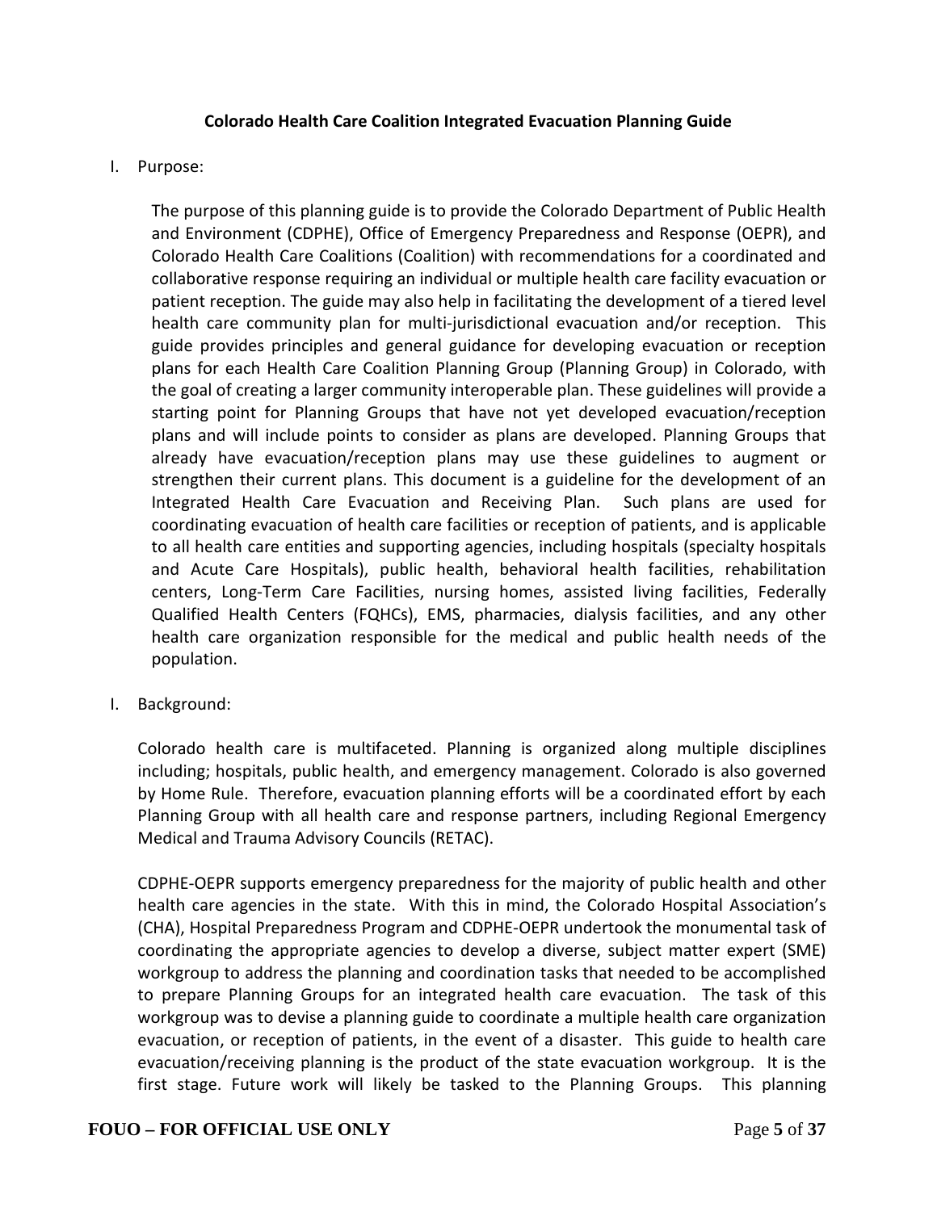## Colorado Health Care Coalition Integrated Evacuation Planning Guide

I. Purpose:

The purpose of this planning guide is to provide the Colorado Department of Public Health and Environment (CDPHE), Office of Emergency Preparedness and Response (OEPR), and Colorado Health Care Coalitions (Coalition) with recommendations for a coordinated and collaborative response requiring an individual or multiple health care facility evacuation or patient reception. The guide may also help in facilitating the development of a tiered level health care community plan for multi-jurisdictional evacuation and/or reception. This guide provides principles and general guidance for developing evacuation or reception plans for each Health Care Coalition Planning Group (Planning Group) in Colorado, with the goal of creating a larger community interoperable plan. These guidelines will provide a starting point for Planning Groups that have not yet developed evacuation/reception plans and will include points to consider as plans are developed. Planning Groups that already have evacuation/reception plans may use these guidelines to augment or strengthen their current plans. This document is a guideline for the development of an Integrated Health Care Evacuation and Receiving Plan. Such plans are used for coordinating evacuation of health care facilities or reception of patients, and is applicable to all health care entities and supporting agencies, including hospitals (specialty hospitals and Acute Care Hospitals), public health, behavioral health facilities, rehabilitation centers, Long-Term Care Facilities, nursing homes, assisted living facilities, Federally Qualified Health Centers (FQHCs), EMS, pharmacies, dialysis facilities, and any other health care organization responsible for the medical and public health needs of the population.

I. Background:

Colorado health care is multifaceted. Planning is organized along multiple disciplines including; hospitals, public health, and emergency management. Colorado is also governed by Home Rule. Therefore, evacuation planning efforts will be a coordinated effort by each Planning Group with all health care and response partners, including Regional Emergency Medical and Trauma Advisory Councils (RETAC).

CDPHE-OEPR supports emergency preparedness for the majority of public health and other health care agencies in the state. With this in mind, the Colorado Hospital Association's (CHA), Hospital Preparedness Program and CDPHE-OEPR undertook the monumental task of coordinating the appropriate agencies to develop a diverse, subject matter expert (SME) workgroup to address the planning and coordination tasks that needed to be accomplished to prepare Planning Groups for an integrated health care evacuation. The task of this workgroup was to devise a planning guide to coordinate a multiple health care organization evacuation, or reception of patients, in the event of a disaster. This guide to health care evacuation/receiving planning is the product of the state evacuation workgroup. It is the first stage. Future work will likely be tasked to the Planning Groups. This planning

**FOUO – FOR OFFICIAL USE ONLY**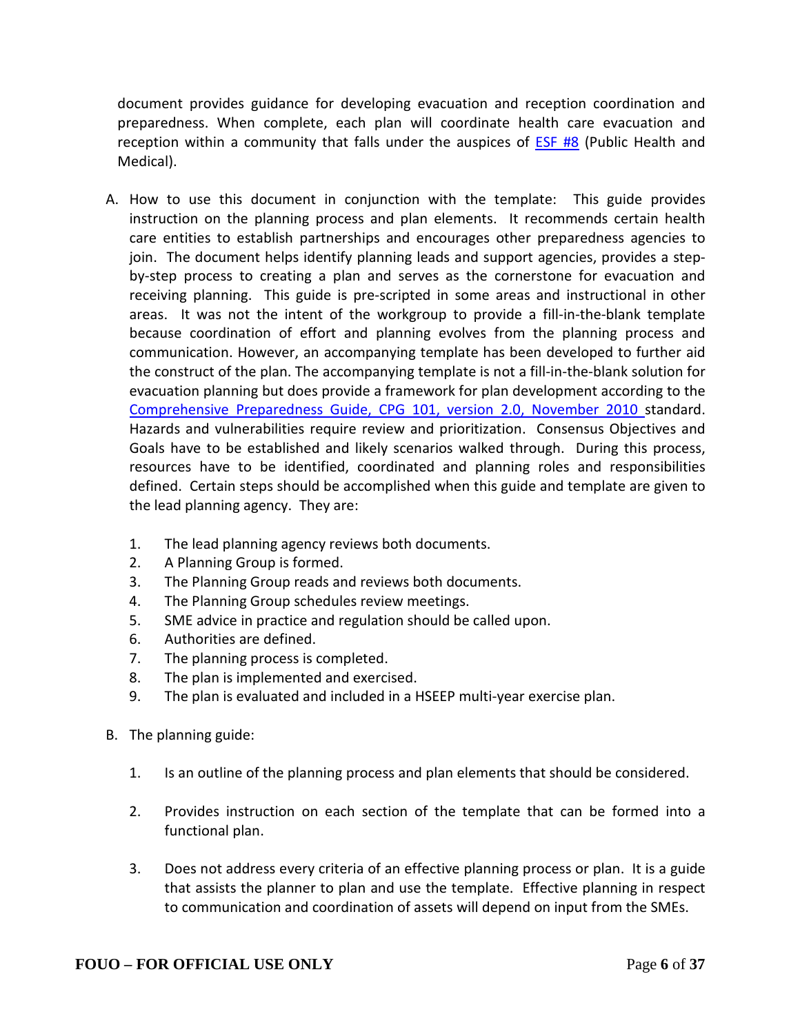document provides guidance for developing evacuation and reception coordination and preparedness. When complete, each plan will coordinate health care evacuation and reception within a community that falls under the auspices of [ESF #8] (Public Health and Medical).

A. How to use this document in conjunction with the template: This guide provides instruction on the planning process and plan elements. It recommends certain health care entities to establish partnerships and encourages other preparedness agencies to join. The document helps identify planning leads and support agencies, provides a step-by-step process to creating a plan and serves as the cornerstone for evacuation and receiving planning. This guide is pre-scripted in some areas and instructional in other areas. It was not the intent of the workgroup to provide a fill-in-the-blank template because coordination of effort and planning evolves from the planning process and communication. However, an accompanying template has been developed to further aid the construct of the plan. The accompanying template is not a fill-in-the-blank solution for evacuation planning but does provide a framework for plan development according to the [Comprehensive Preparedness Guide, CPG 101, version 2.0, November 2010] standard. Hazards and vulnerabilities require review and prioritization. Consensus Objectives and Goals have to be established and likely scenarios walked through. During this process, resources have to be identified, coordinated and planning roles and responsibilities defined. Certain steps should be accomplished when this guide and template are given to the lead planning agency. They are:

   1. The lead planning agency reviews both documents.
   2. A Planning Group is formed.
   3. The Planning Group reads and reviews both documents.
   4. The Planning Group schedules review meetings.
   5. SME advice in practice and regulation should be called upon.
   6. Authorities are defined.
   7. The planning process is completed.
   8. The plan is implemented and exercised.
   9. The plan is evaluated and included in a HSEEP multi-year exercise plan.

B. The planning guide:

   1. Is an outline of the planning process and plan elements that should be considered.

   2. Provides instruction on each section of the template that can be formed into a functional plan.

   3. Does not address every criteria of an effective planning process or plan. It is a guide that assists the planner to plan and use the template. Effective planning in respect to communication and coordination of assets will depend on input from the SMEs.

**FOUO – FOR OFFICIAL USE ONLY**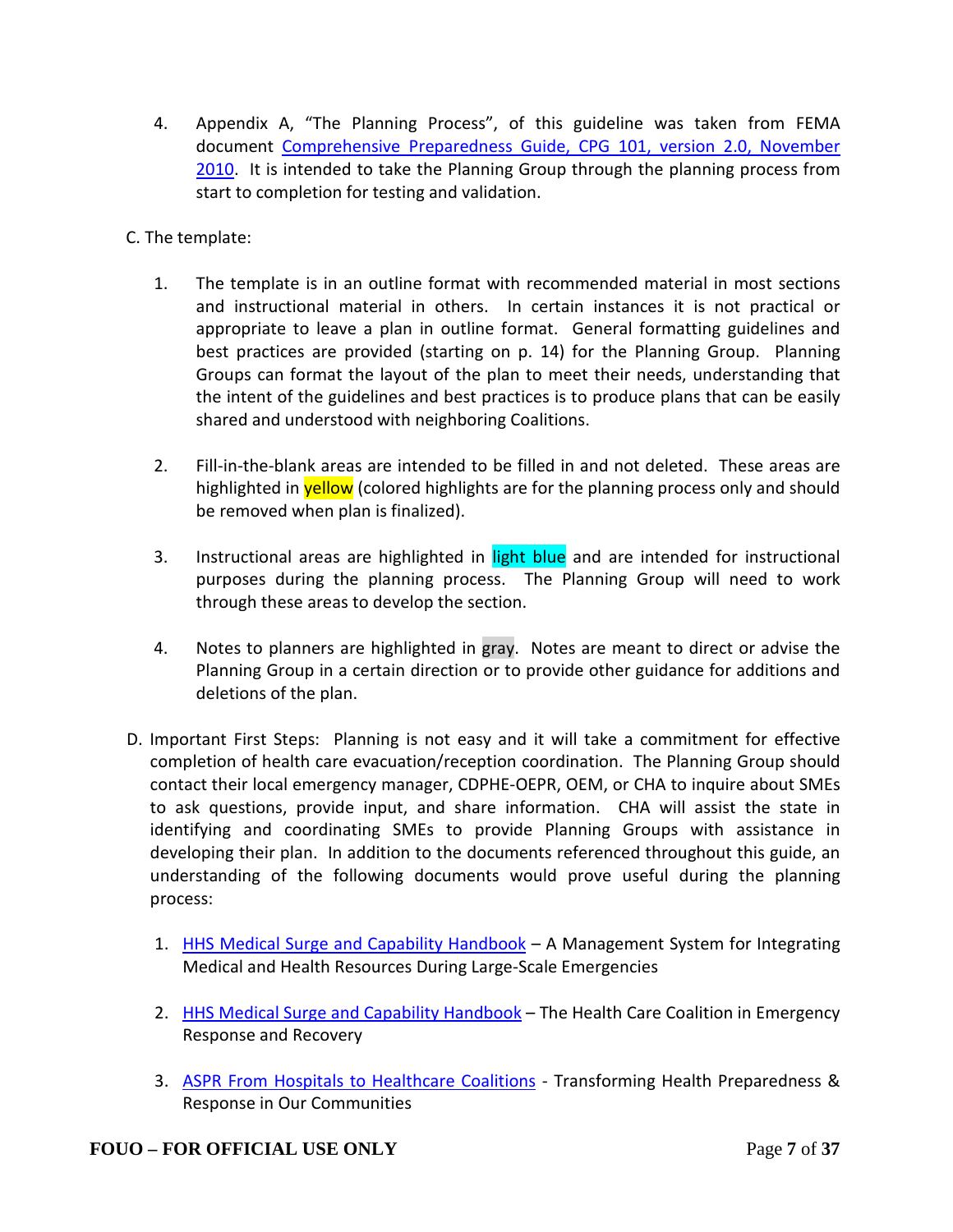4. Appendix A, "The Planning Process", of this guideline was taken from FEMA document [Comprehensive Preparedness Guide, CPG 101, version 2.0, November 2010](). It is intended to take the Planning Group through the planning process from start to completion for testing and validation.

C. The template:

1. The template is in an outline format with recommended material in most sections and instructional material in others. In certain instances it is not practical or appropriate to leave a plan in outline format. General formatting guidelines and best practices are provided (starting on p. 14) for the Planning Group. Planning Groups can format the layout of the plan to meet their needs, understanding that the intent of the guidelines and best practices is to produce plans that can be easily shared and understood with neighboring Coalitions.

2. Fill-in-the-blank areas are intended to be filled in and not deleted. These areas are highlighted in yellow (colored highlights are for the planning process only and should be removed when plan is finalized).

3. Instructional areas are highlighted in light blue and are intended for instructional purposes during the planning process. The Planning Group will need to work through these areas to develop the section.

4. Notes to planners are highlighted in gray. Notes are meant to direct or advise the Planning Group in a certain direction or to provide other guidance for additions and deletions of the plan.

D. Important First Steps: Planning is not easy and it will take a commitment for effective completion of health care evacuation/reception coordination. The Planning Group should contact their local emergency manager, CDPHE-OEPR, OEM, or CHA to inquire about SMEs to ask questions, provide input, and share information. CHA will assist the state in identifying and coordinating SMEs to provide Planning Groups with assistance in developing their plan. In addition to the documents referenced throughout this guide, an understanding of the following documents would prove useful during the planning process:

1. [HHS Medical Surge and Capability Handbook]() – A Management System for Integrating Medical and Health Resources During Large-Scale Emergencies

2. [HHS Medical Surge and Capability Handbook]() – The Health Care Coalition in Emergency Response and Recovery

3. [ASPR From Hospitals to Healthcare Coalitions]() - Transforming Health Preparedness & Response in Our Communities

**FOUO – FOR OFFICIAL USE ONLY**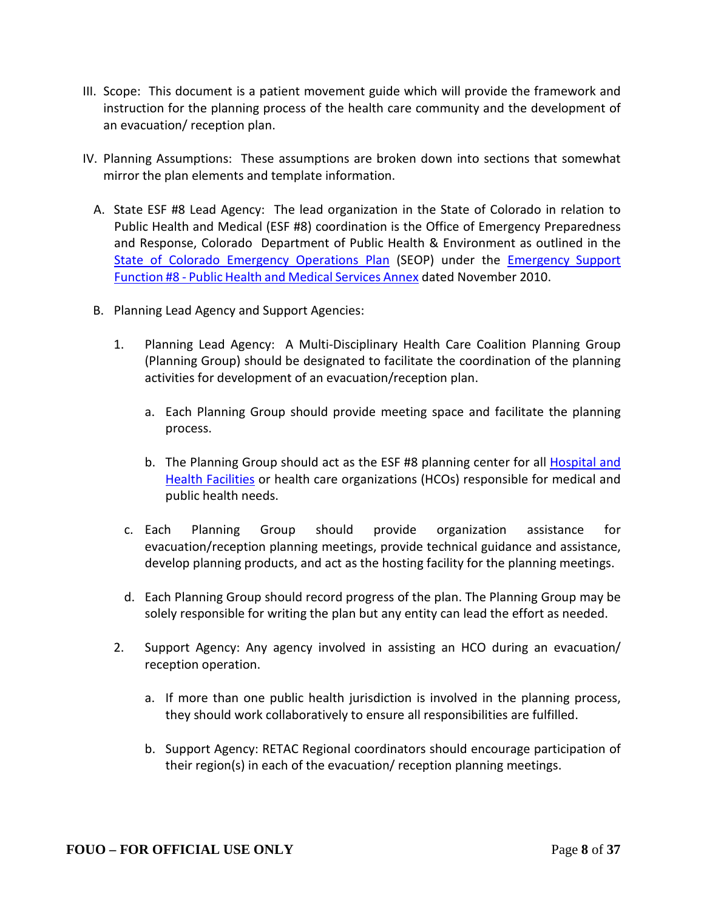III. Scope: This document is a patient movement guide which will provide the framework and instruction for the planning process of the health care community and the development of an evacuation/ reception plan.

IV. Planning Assumptions: These assumptions are broken down into sections that somewhat mirror the plan elements and template information.

   A. State ESF #8 Lead Agency: The lead organization in the State of Colorado in relation to Public Health and Medical (ESF #8) coordination is the Office of Emergency Preparedness and Response, Colorado Department of Public Health & Environment as outlined in the State of Colorado Emergency Operations Plan (SEOP) under the Emergency Support Function #8 - Public Health and Medical Services Annex dated November 2010.

   B. Planning Lead Agency and Support Agencies:

      1. Planning Lead Agency: A Multi-Disciplinary Health Care Coalition Planning Group (Planning Group) should be designated to facilitate the coordination of the planning activities for development of an evacuation/reception plan.

         a. Each Planning Group should provide meeting space and facilitate the planning process.

         b. The Planning Group should act as the ESF #8 planning center for all Hospital and Health Facilities or health care organizations (HCOs) responsible for medical and public health needs.

         c. Each Planning Group should provide organization assistance for evacuation/reception planning meetings, provide technical guidance and assistance, develop planning products, and act as the hosting facility for the planning meetings.

         d. Each Planning Group should record progress of the plan. The Planning Group may be solely responsible for writing the plan but any entity can lead the effort as needed.

      2. Support Agency: Any agency involved in assisting an HCO during an evacuation/ reception operation.

         a. If more than one public health jurisdiction is involved in the planning process, they should work collaboratively to ensure all responsibilities are fulfilled.

         b. Support Agency: RETAC Regional coordinators should encourage participation of their region(s) in each of the evacuation/ reception planning meetings.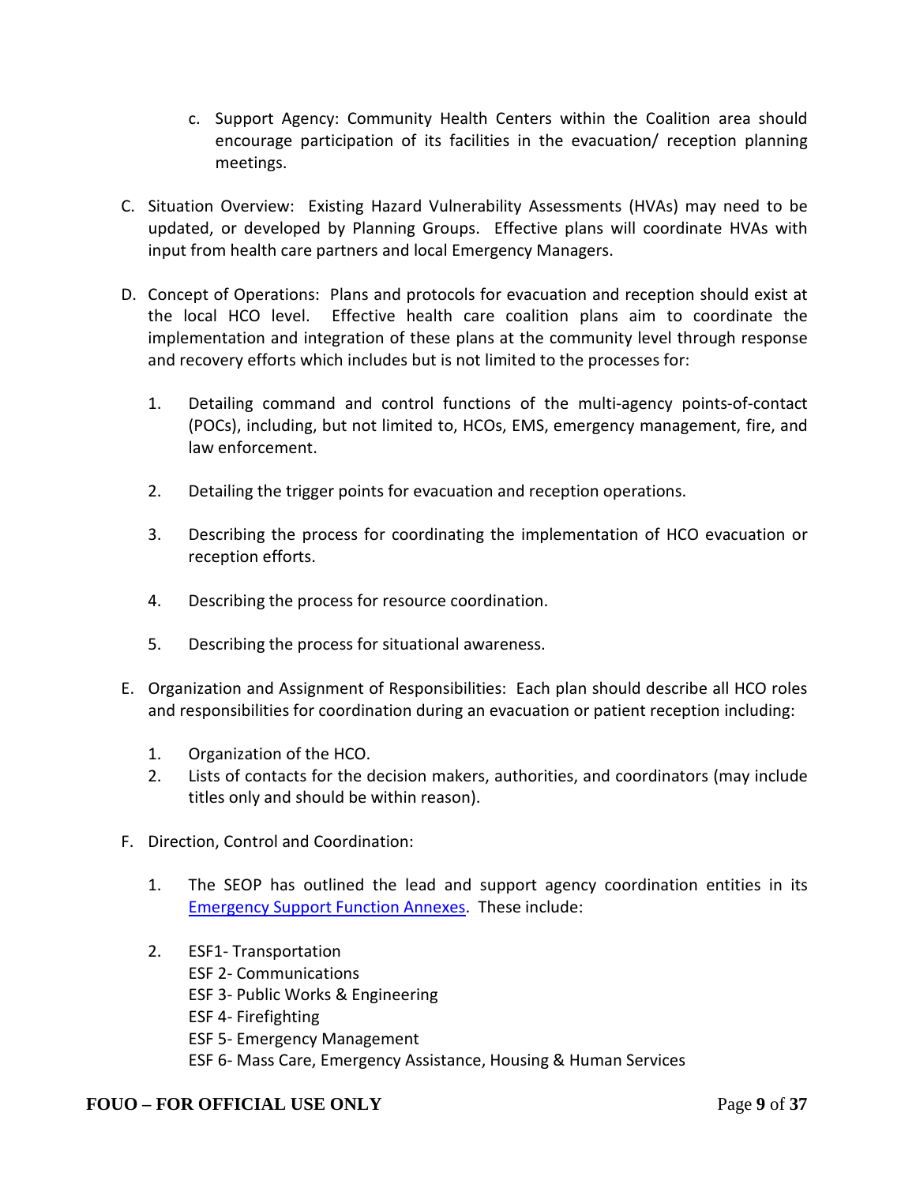c. Support Agency: Community Health Centers within the Coalition area should encourage participation of its facilities in the evacuation/ reception planning meetings.

C. Situation Overview: Existing Hazard Vulnerability Assessments (HVAs) may need to be updated, or developed by Planning Groups. Effective plans will coordinate HVAs with input from health care partners and local Emergency Managers.

D. Concept of Operations: Plans and protocols for evacuation and reception should exist at the local HCO level. Effective health care coalition plans aim to coordinate the implementation and integration of these plans at the community level through response and recovery efforts which includes but is not limited to the processes for:

   1. Detailing command and control functions of the multi-agency points-of-contact (POCs), including, but not limited to, HCOs, EMS, emergency management, fire, and law enforcement.

   2. Detailing the trigger points for evacuation and reception operations.

   3. Describing the process for coordinating the implementation of HCO evacuation or reception efforts.

   4. Describing the process for resource coordination.

   5. Describing the process for situational awareness.

E. Organization and Assignment of Responsibilities: Each plan should describe all HCO roles and responsibilities for coordination during an evacuation or patient reception including:

   1. Organization of the HCO.
   2. Lists of contacts for the decision makers, authorities, and coordinators (may include titles only and should be within reason).

F. Direction, Control and Coordination:

   1. The SEOP has outlined the lead and support agency coordination entities in its [Emergency Support Function Annexes](). These include:

   2. ESF1- Transportation
      ESF 2- Communications
      ESF 3- Public Works & Engineering
      ESF 4- Firefighting
      ESF 5- Emergency Management
      ESF 6- Mass Care, Emergency Assistance, Housing & Human Services

**FOUO – FOR OFFICIAL USE ONLY**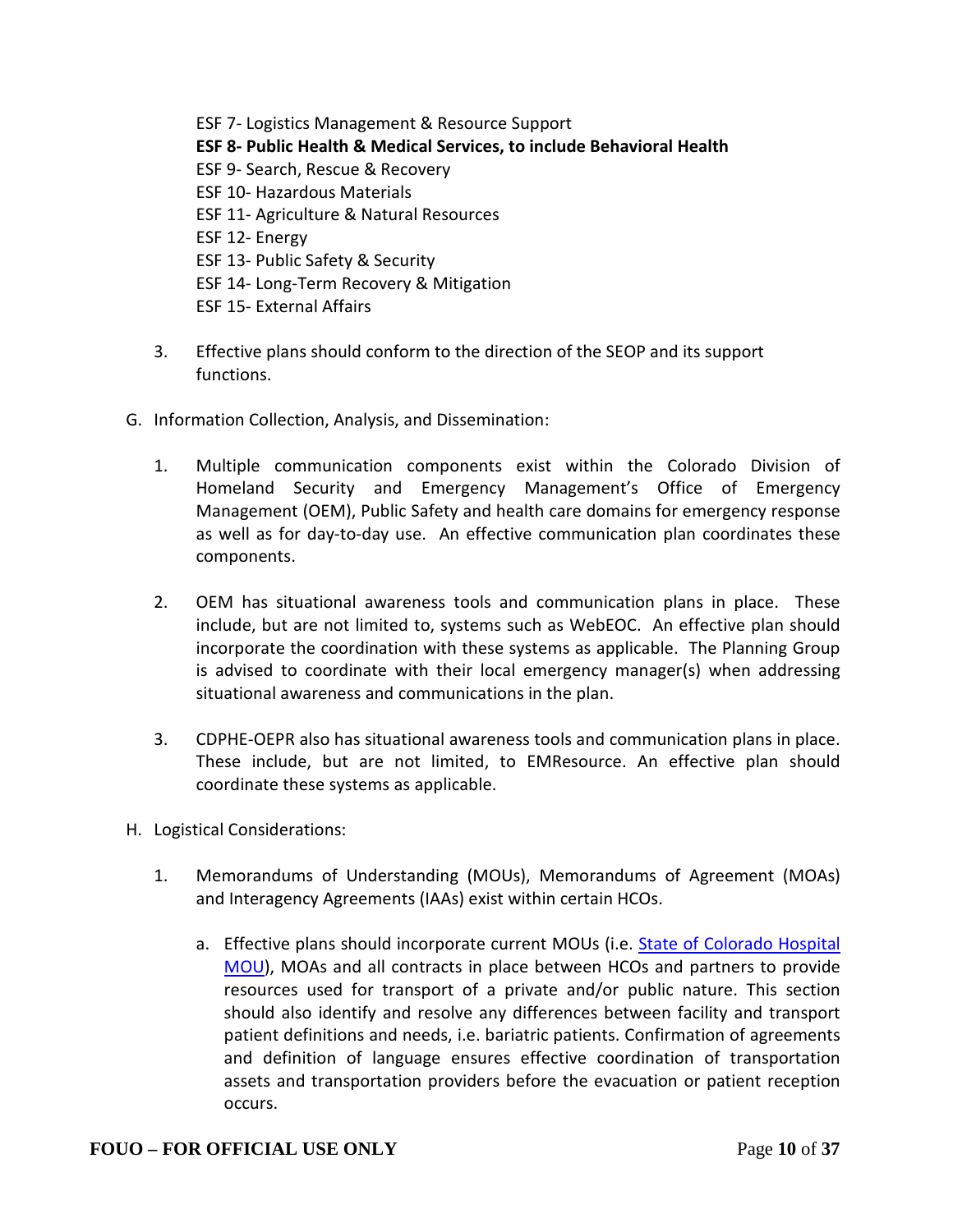ESF 7- Logistics Management & Resource Support
**ESF 8- Public Health & Medical Services, to include Behavioral Health**
ESF 9- Search, Rescue & Recovery
ESF 10- Hazardous Materials
ESF 11- Agriculture & Natural Resources
ESF 12- Energy
ESF 13- Public Safety & Security
ESF 14- Long-Term Recovery & Mitigation
ESF 15- External Affairs

3. Effective plans should conform to the direction of the SEOP and its support functions.

G. Information Collection, Analysis, and Dissemination:

1. Multiple communication components exist within the Colorado Division of Homeland Security and Emergency Management's Office of Emergency Management (OEM), Public Safety and health care domains for emergency response as well as for day-to-day use. An effective communication plan coordinates these components.

2. OEM has situational awareness tools and communication plans in place. These include, but are not limited to, systems such as WebEOC. An effective plan should incorporate the coordination with these systems as applicable. The Planning Group is advised to coordinate with their local emergency manager(s) when addressing situational awareness and communications in the plan.

3. CDPHE-OEPR also has situational awareness tools and communication plans in place. These include, but are not limited, to EMResource. An effective plan should coordinate these systems as applicable.

H. Logistical Considerations:

1. Memorandums of Understanding (MOUs), Memorandums of Agreement (MOAs) and Interagency Agreements (IAAs) exist within certain HCOs.

   a. Effective plans should incorporate current MOUs (i.e. State of Colorado Hospital MOU), MOAs and all contracts in place between HCOs and partners to provide resources used for transport of a private and/or public nature. This section should also identify and resolve any differences between facility and transport patient definitions and needs, i.e. bariatric patients. Confirmation of agreements and definition of language ensures effective coordination of transportation assets and transportation providers before the evacuation or patient reception occurs.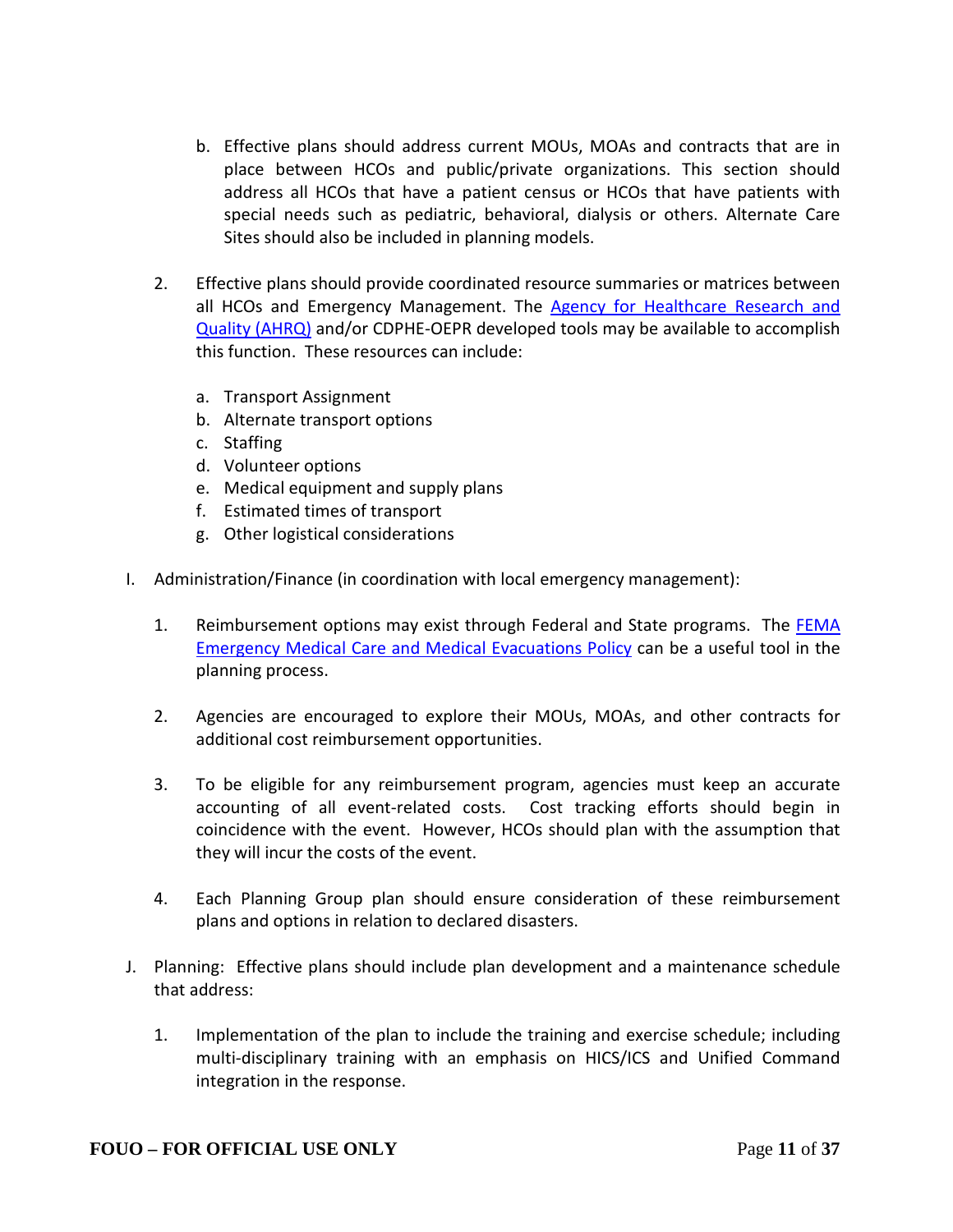b. Effective plans should address current MOUs, MOAs and contracts that are in place between HCOs and public/private organizations. This section should address all HCOs that have a patient census or HCOs that have patients with special needs such as pediatric, behavioral, dialysis or others. Alternate Care Sites should also be included in planning models.

2. Effective plans should provide coordinated resource summaries or matrices between all HCOs and Emergency Management. The Agency for Healthcare Research and Quality (AHRQ) and/or CDPHE-OEPR developed tools may be available to accomplish this function. These resources can include:

   a. Transport Assignment
   b. Alternate transport options
   c. Staffing
   d. Volunteer options
   e. Medical equipment and supply plans
   f. Estimated times of transport
   g. Other logistical considerations

I. Administration/Finance (in coordination with local emergency management):

   1. Reimbursement options may exist through Federal and State programs. The FEMA Emergency Medical Care and Medical Evacuations Policy can be a useful tool in the planning process.

   2. Agencies are encouraged to explore their MOUs, MOAs, and other contracts for additional cost reimbursement opportunities.

   3. To be eligible for any reimbursement program, agencies must keep an accurate accounting of all event-related costs. Cost tracking efforts should begin in coincidence with the event. However, HCOs should plan with the assumption that they will incur the costs of the event.

   4. Each Planning Group plan should ensure consideration of these reimbursement plans and options in relation to declared disasters.

J. Planning: Effective plans should include plan development and a maintenance schedule that address:

   1. Implementation of the plan to include the training and exercise schedule; including multi-disciplinary training with an emphasis on HICS/ICS and Unified Command integration in the response.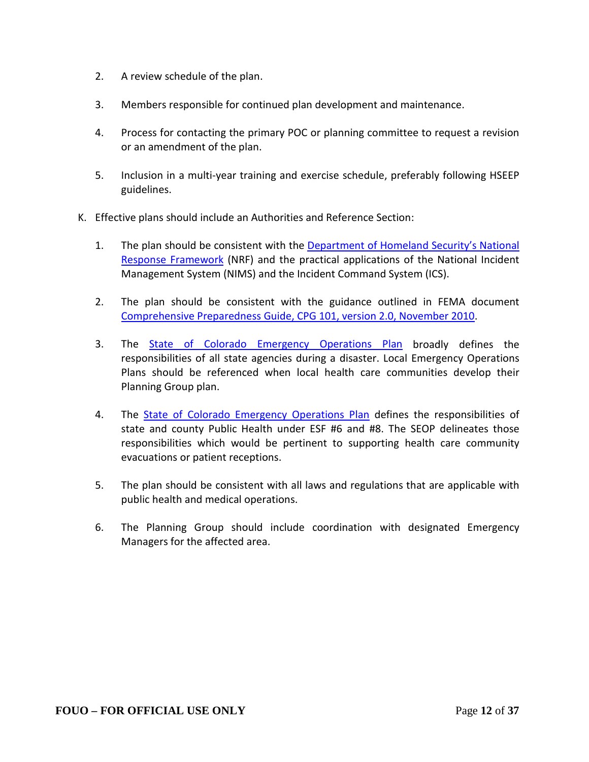2. A review schedule of the plan.

3. Members responsible for continued plan development and maintenance.

4. Process for contacting the primary POC or planning committee to request a revision or an amendment of the plan.

5. Inclusion in a multi-year training and exercise schedule, preferably following HSEEP guidelines.

K. Effective plans should include an Authorities and Reference Section:

1. The plan should be consistent with the Department of Homeland Security's National Response Framework (NRF) and the practical applications of the National Incident Management System (NIMS) and the Incident Command System (ICS).

2. The plan should be consistent with the guidance outlined in FEMA document Comprehensive Preparedness Guide, CPG 101, version 2.0, November 2010.

3. The State of Colorado Emergency Operations Plan broadly defines the responsibilities of all state agencies during a disaster. Local Emergency Operations Plans should be referenced when local health care communities develop their Planning Group plan.

4. The State of Colorado Emergency Operations Plan defines the responsibilities of state and county Public Health under ESF #6 and #8. The SEOP delineates those responsibilities which would be pertinent to supporting health care community evacuations or patient receptions.

5. The plan should be consistent with all laws and regulations that are applicable with public health and medical operations.

6. The Planning Group should include coordination with designated Emergency Managers for the affected area.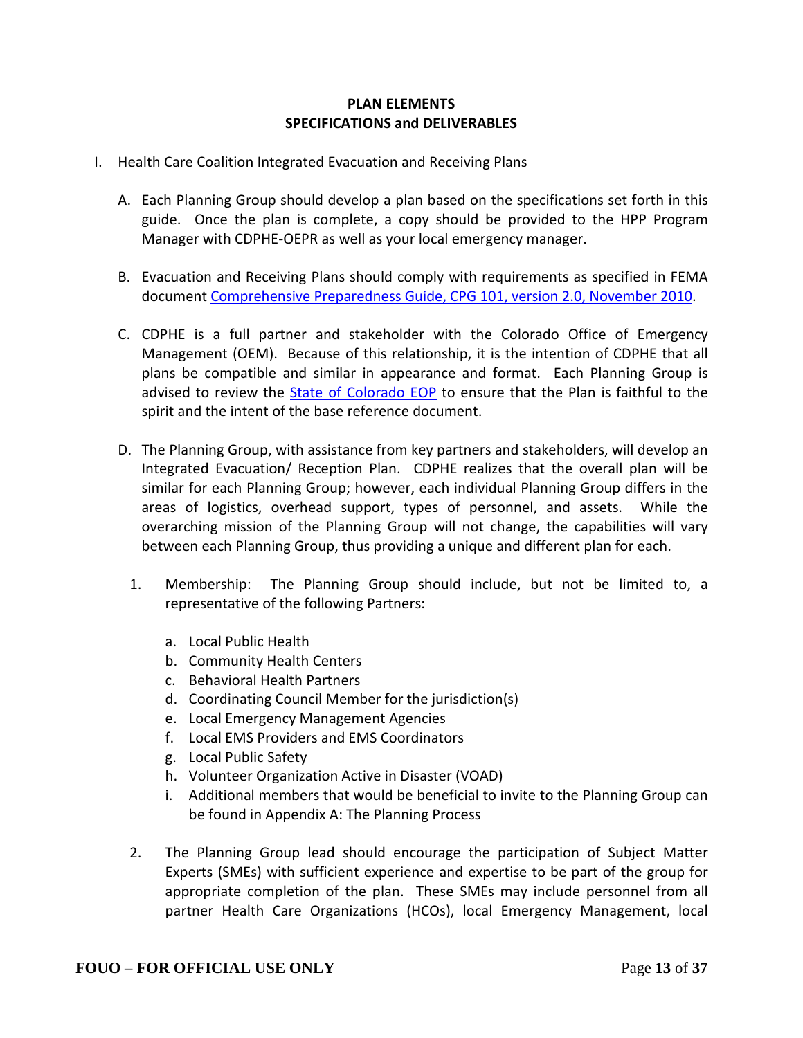## PLAN ELEMENTS
## SPECIFICATIONS and DELIVERABLES

I. Health Care Coalition Integrated Evacuation and Receiving Plans

   A. Each Planning Group should develop a plan based on the specifications set forth in this guide. Once the plan is complete, a copy should be provided to the HPP Program Manager with CDPHE-OEPR as well as your local emergency manager.

   B. Evacuation and Receiving Plans should comply with requirements as specified in FEMA document Comprehensive Preparedness Guide, CPG 101, version 2.0, November 2010.

   C. CDPHE is a full partner and stakeholder with the Colorado Office of Emergency Management (OEM). Because of this relationship, it is the intention of CDPHE that all plans be compatible and similar in appearance and format. Each Planning Group is advised to review the State of Colorado EOP to ensure that the Plan is faithful to the spirit and the intent of the base reference document.

   D. The Planning Group, with assistance from key partners and stakeholders, will develop an Integrated Evacuation/ Reception Plan. CDPHE realizes that the overall plan will be similar for each Planning Group; however, each individual Planning Group differs in the areas of logistics, overhead support, types of personnel, and assets. While the overarching mission of the Planning Group will not change, the capabilities will vary between each Planning Group, thus providing a unique and different plan for each.

      1. Membership: The Planning Group should include, but not be limited to, a representative of the following Partners:

         a. Local Public Health
         b. Community Health Centers
         c. Behavioral Health Partners
         d. Coordinating Council Member for the jurisdiction(s)
         e. Local Emergency Management Agencies
         f. Local EMS Providers and EMS Coordinators
         g. Local Public Safety
         h. Volunteer Organization Active in Disaster (VOAD)
         i. Additional members that would be beneficial to invite to the Planning Group can be found in Appendix A: The Planning Process

      2. The Planning Group lead should encourage the participation of Subject Matter Experts (SMEs) with sufficient experience and expertise to be part of the group for appropriate completion of the plan. These SMEs may include personnel from all partner Health Care Organizations (HCOs), local Emergency Management, local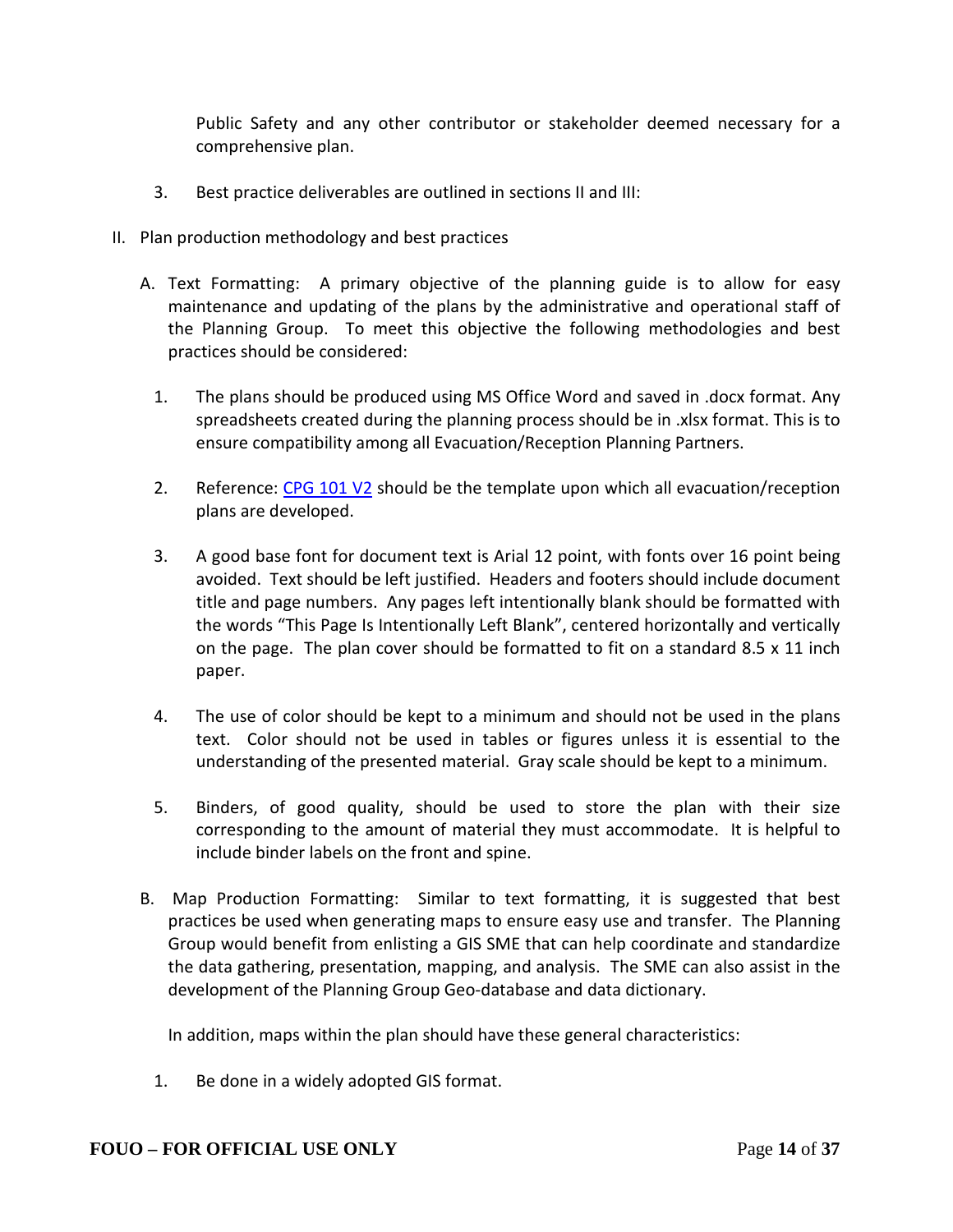Public Safety and any other contributor or stakeholder deemed necessary for a comprehensive plan.

3. Best practice deliverables are outlined in sections II and III:

II. Plan production methodology and best practices

A. Text Formatting: A primary objective of the planning guide is to allow for easy maintenance and updating of the plans by the administrative and operational staff of the Planning Group. To meet this objective the following methodologies and best practices should be considered:

1. The plans should be produced using MS Office Word and saved in .docx format. Any spreadsheets created during the planning process should be in .xlsx format. This is to ensure compatibility among all Evacuation/Reception Planning Partners.

2. Reference: CPG 101 V2 should be the template upon which all evacuation/reception plans are developed.

3. A good base font for document text is Arial 12 point, with fonts over 16 point being avoided. Text should be left justified. Headers and footers should include document title and page numbers. Any pages left intentionally blank should be formatted with the words "This Page Is Intentionally Left Blank", centered horizontally and vertically on the page. The plan cover should be formatted to fit on a standard 8.5 x 11 inch paper.

4. The use of color should be kept to a minimum and should not be used in the plans text. Color should not be used in tables or figures unless it is essential to the understanding of the presented material. Gray scale should be kept to a minimum.

5. Binders, of good quality, should be used to store the plan with their size corresponding to the amount of material they must accommodate. It is helpful to include binder labels on the front and spine.

B. Map Production Formatting: Similar to text formatting, it is suggested that best practices be used when generating maps to ensure easy use and transfer. The Planning Group would benefit from enlisting a GIS SME that can help coordinate and standardize the data gathering, presentation, mapping, and analysis. The SME can also assist in the development of the Planning Group Geo-database and data dictionary.

In addition, maps within the plan should have these general characteristics:

1. Be done in a widely adopted GIS format.

**FOUO – FOR OFFICIAL USE ONLY**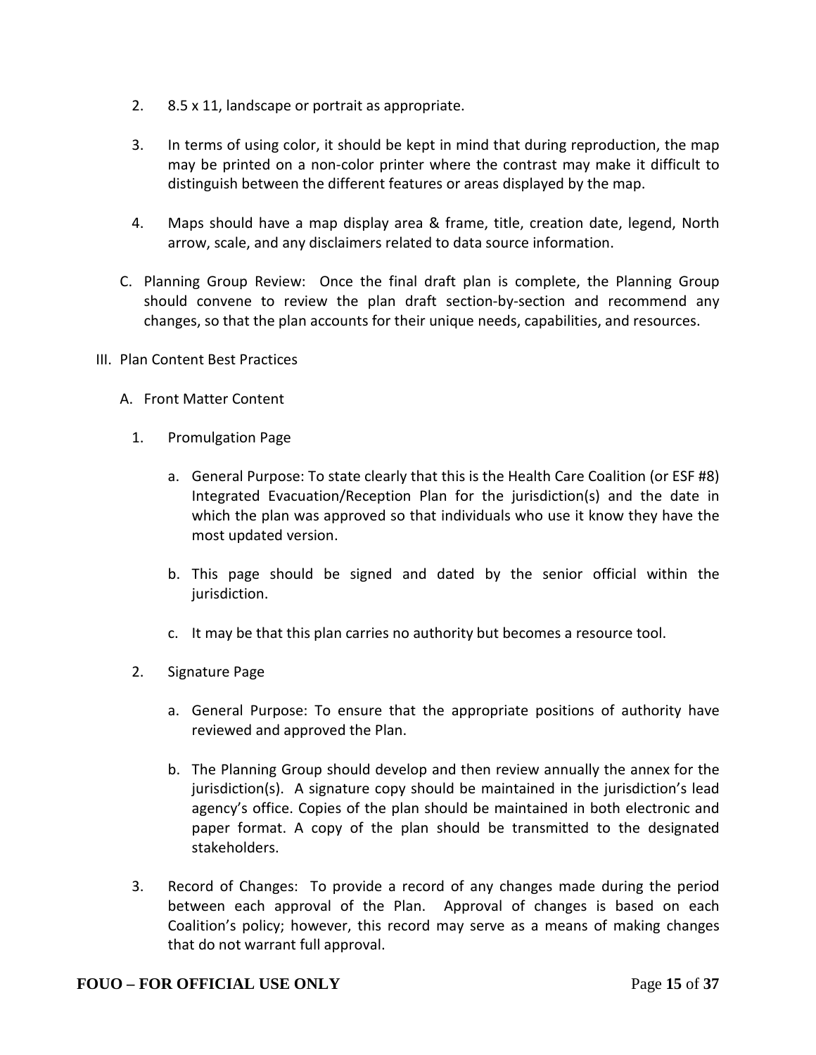2. 8.5 x 11, landscape or portrait as appropriate.

3. In terms of using color, it should be kept in mind that during reproduction, the map may be printed on a non-color printer where the contrast may make it difficult to distinguish between the different features or areas displayed by the map.

4. Maps should have a map display area & frame, title, creation date, legend, North arrow, scale, and any disclaimers related to data source information.

C. Planning Group Review: Once the final draft plan is complete, the Planning Group should convene to review the plan draft section-by-section and recommend any changes, so that the plan accounts for their unique needs, capabilities, and resources.

III. Plan Content Best Practices

A. Front Matter Content

1. Promulgation Page

   a. General Purpose: To state clearly that this is the Health Care Coalition (or ESF #8) Integrated Evacuation/Reception Plan for the jurisdiction(s) and the date in which the plan was approved so that individuals who use it know they have the most updated version.

   b. This page should be signed and dated by the senior official within the jurisdiction.

   c. It may be that this plan carries no authority but becomes a resource tool.

2. Signature Page

   a. General Purpose: To ensure that the appropriate positions of authority have reviewed and approved the Plan.

   b. The Planning Group should develop and then review annually the annex for the jurisdiction(s). A signature copy should be maintained in the jurisdiction's lead agency's office. Copies of the plan should be maintained in both electronic and paper format. A copy of the plan should be transmitted to the designated stakeholders.

3. Record of Changes: To provide a record of any changes made during the period between each approval of the Plan. Approval of changes is based on each Coalition's policy; however, this record may serve as a means of making changes that do not warrant full approval.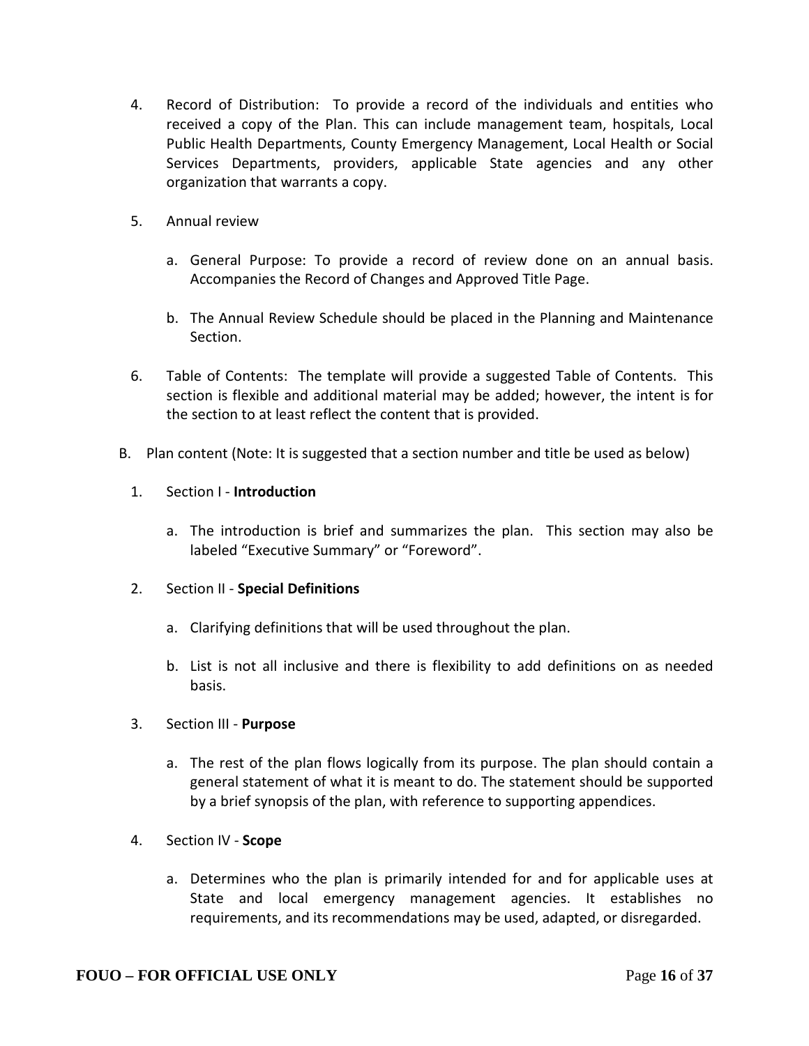4. Record of Distribution: To provide a record of the individuals and entities who received a copy of the Plan. This can include management team, hospitals, Local Public Health Departments, County Emergency Management, Local Health or Social Services Departments, providers, applicable State agencies and any other organization that warrants a copy.

5. Annual review

   a. General Purpose: To provide a record of review done on an annual basis. Accompanies the Record of Changes and Approved Title Page.

   b. The Annual Review Schedule should be placed in the Planning and Maintenance Section.

6. Table of Contents: The template will provide a suggested Table of Contents. This section is flexible and additional material may be added; however, the intent is for the section to at least reflect the content that is provided.

B. Plan content (Note: It is suggested that a section number and title be used as below)

1. Section I - **Introduction**

   a. The introduction is brief and summarizes the plan. This section may also be labeled "Executive Summary" or "Foreword".

2. Section II - **Special Definitions**

   a. Clarifying definitions that will be used throughout the plan.

   b. List is not all inclusive and there is flexibility to add definitions on as needed basis.

3. Section III - **Purpose**

   a. The rest of the plan flows logically from its purpose. The plan should contain a general statement of what it is meant to do. The statement should be supported by a brief synopsis of the plan, with reference to supporting appendices.

4. Section IV - **Scope**

   a. Determines who the plan is primarily intended for and for applicable uses at State and local emergency management agencies. It establishes no requirements, and its recommendations may be used, adapted, or disregarded.

**FOUO – FOR OFFICIAL USE ONLY**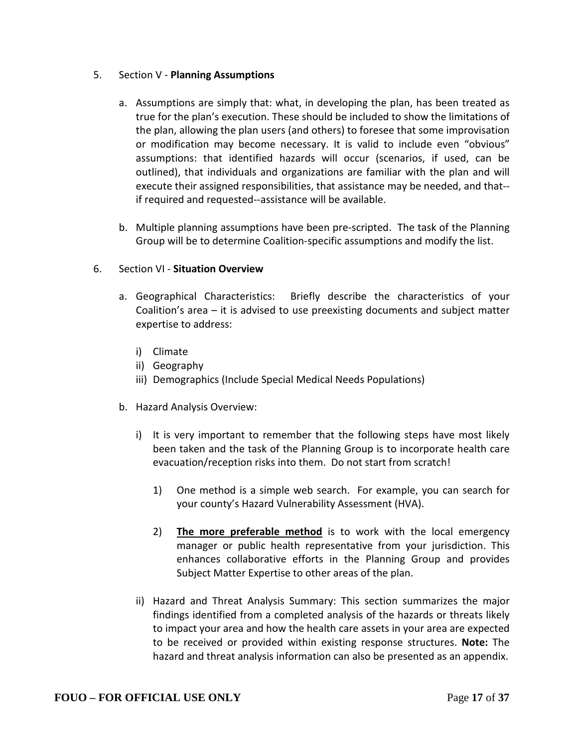5. Section V - **Planning Assumptions**

   a. Assumptions are simply that: what, in developing the plan, has been treated as true for the plan's execution. These should be included to show the limitations of the plan, allowing the plan users (and others) to foresee that some improvisation or modification may become necessary. It is valid to include even "obvious" assumptions: that identified hazards will occur (scenarios, if used, can be outlined), that individuals and organizations are familiar with the plan and will execute their assigned responsibilities, that assistance may be needed, and that--if required and requested--assistance will be available.

   b. Multiple planning assumptions have been pre-scripted. The task of the Planning Group will be to determine Coalition-specific assumptions and modify the list.

6. Section VI - **Situation Overview**

   a. Geographical Characteristics: Briefly describe the characteristics of your Coalition's area – it is advised to use preexisting documents and subject matter expertise to address:

      i) Climate
      ii) Geography
      iii) Demographics (Include Special Medical Needs Populations)

   b. Hazard Analysis Overview:

      i) It is very important to remember that the following steps have most likely been taken and the task of the Planning Group is to incorporate health care evacuation/reception risks into them. Do not start from scratch!

         1) One method is a simple web search. For example, you can search for your county's Hazard Vulnerability Assessment (HVA).

         2) <u>**The more preferable method**</u> is to work with the local emergency manager or public health representative from your jurisdiction. This enhances collaborative efforts in the Planning Group and provides Subject Matter Expertise to other areas of the plan.

      ii) Hazard and Threat Analysis Summary: This section summarizes the major findings identified from a completed analysis of the hazards or threats likely to impact your area and how the health care assets in your area are expected to be received or provided within existing response structures. **Note:** The hazard and threat analysis information can also be presented as an appendix.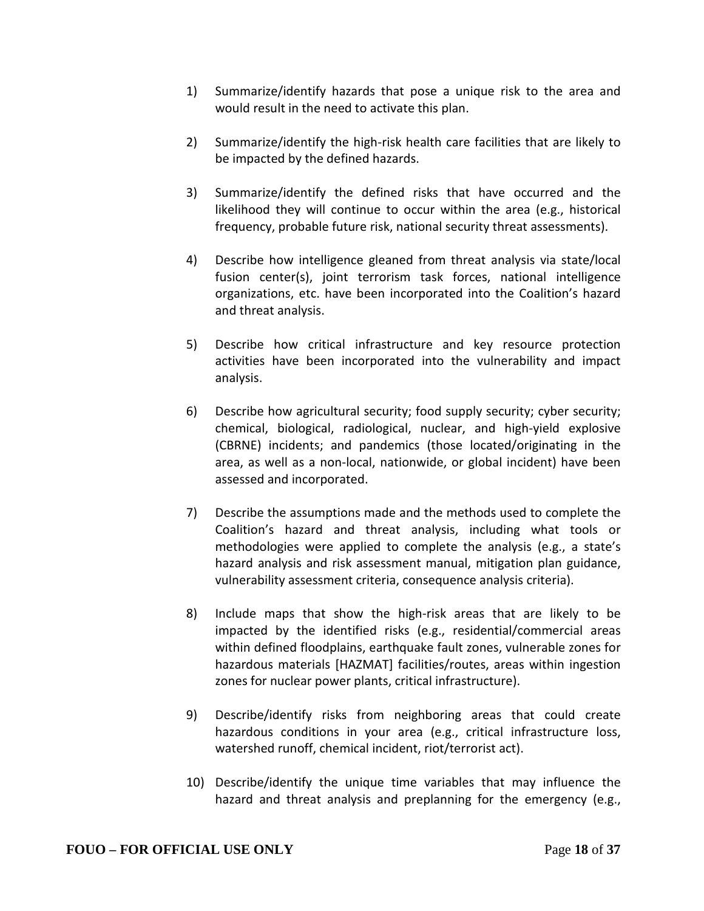1) Summarize/identify hazards that pose a unique risk to the area and would result in the need to activate this plan.

2) Summarize/identify the high-risk health care facilities that are likely to be impacted by the defined hazards.

3) Summarize/identify the defined risks that have occurred and the likelihood they will continue to occur within the area (e.g., historical frequency, probable future risk, national security threat assessments).

4) Describe how intelligence gleaned from threat analysis via state/local fusion center(s), joint terrorism task forces, national intelligence organizations, etc. have been incorporated into the Coalition's hazard and threat analysis.

5) Describe how critical infrastructure and key resource protection activities have been incorporated into the vulnerability and impact analysis.

6) Describe how agricultural security; food supply security; cyber security; chemical, biological, radiological, nuclear, and high-yield explosive (CBRNE) incidents; and pandemics (those located/originating in the area, as well as a non-local, nationwide, or global incident) have been assessed and incorporated.

7) Describe the assumptions made and the methods used to complete the Coalition's hazard and threat analysis, including what tools or methodologies were applied to complete the analysis (e.g., a state's hazard analysis and risk assessment manual, mitigation plan guidance, vulnerability assessment criteria, consequence analysis criteria).

8) Include maps that show the high-risk areas that are likely to be impacted by the identified risks (e.g., residential/commercial areas within defined floodplains, earthquake fault zones, vulnerable zones for hazardous materials [HAZMAT] facilities/routes, areas within ingestion zones for nuclear power plants, critical infrastructure).

9) Describe/identify risks from neighboring areas that could create hazardous conditions in your area (e.g., critical infrastructure loss, watershed runoff, chemical incident, riot/terrorist act).

10) Describe/identify the unique time variables that may influence the hazard and threat analysis and preplanning for the emergency (e.g.,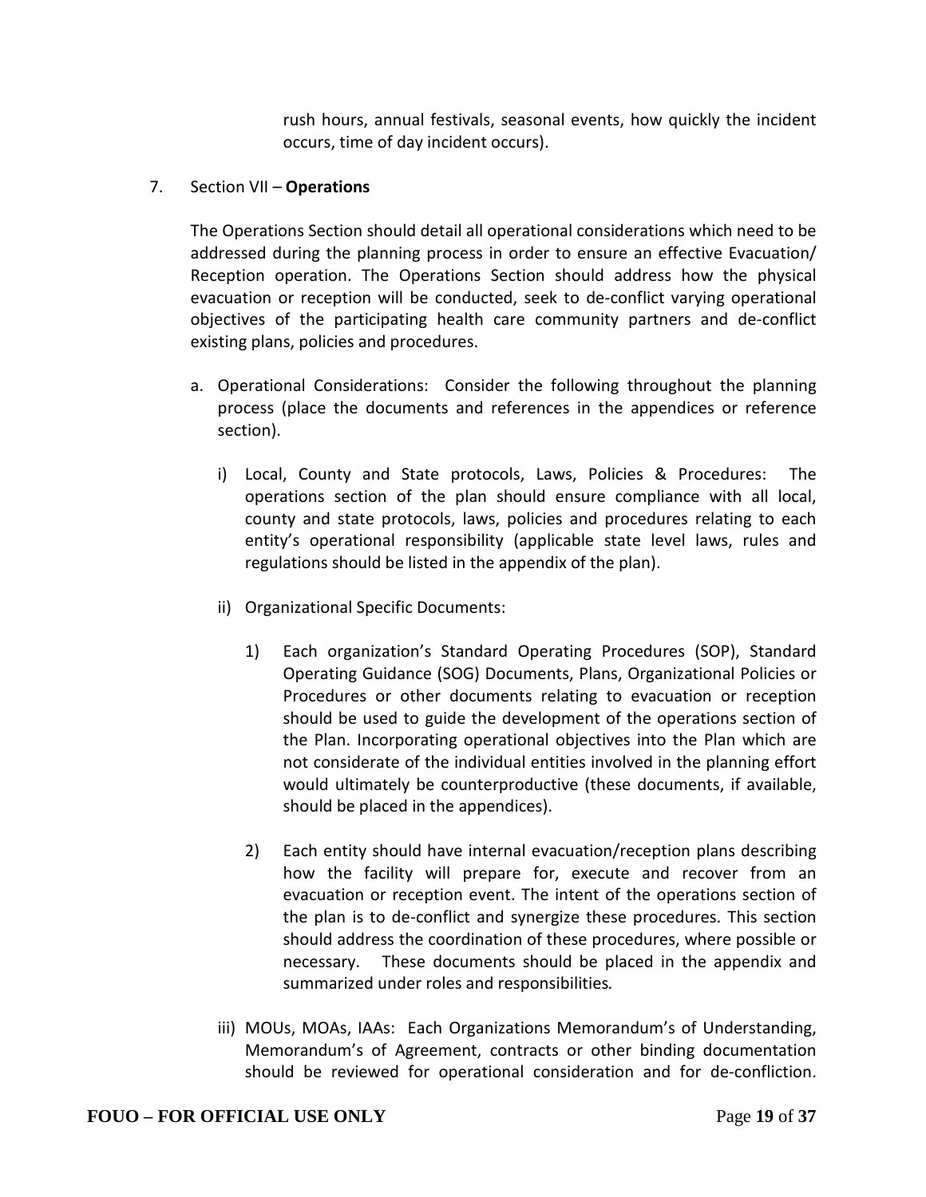rush hours, annual festivals, seasonal events, how quickly the incident occurs, time of day incident occurs).

7. Section VII – **Operations**

   The Operations Section should detail all operational considerations which need to be addressed during the planning process in order to ensure an effective Evacuation/ Reception operation. The Operations Section should address how the physical evacuation or reception will be conducted, seek to de-conflict varying operational objectives of the participating health care community partners and de-conflict existing plans, policies and procedures.

   a. Operational Considerations: Consider the following throughout the planning process (place the documents and references in the appendices or reference section).

      i) Local, County and State protocols, Laws, Policies & Procedures: The operations section of the plan should ensure compliance with all local, county and state protocols, laws, policies and procedures relating to each entity's operational responsibility (applicable state level laws, rules and regulations should be listed in the appendix of the plan).

      ii) Organizational Specific Documents:

         1) Each organization's Standard Operating Procedures (SOP), Standard Operating Guidance (SOG) Documents, Plans, Organizational Policies or Procedures or other documents relating to evacuation or reception should be used to guide the development of the operations section of the Plan. Incorporating operational objectives into the Plan which are not considerate of the individual entities involved in the planning effort would ultimately be counterproductive (these documents, if available, should be placed in the appendices).

         2) Each entity should have internal evacuation/reception plans describing how the facility will prepare for, execute and recover from an evacuation or reception event. The intent of the operations section of the plan is to de-conflict and synergize these procedures. This section should address the coordination of these procedures, where possible or necessary. These documents should be placed in the appendix and summarized under roles and responsibilities.

      iii) MOUs, MOAs, IAAs: Each Organizations Memorandum's of Understanding, Memorandum's of Agreement, contracts or other binding documentation should be reviewed for operational consideration and for de-confliction.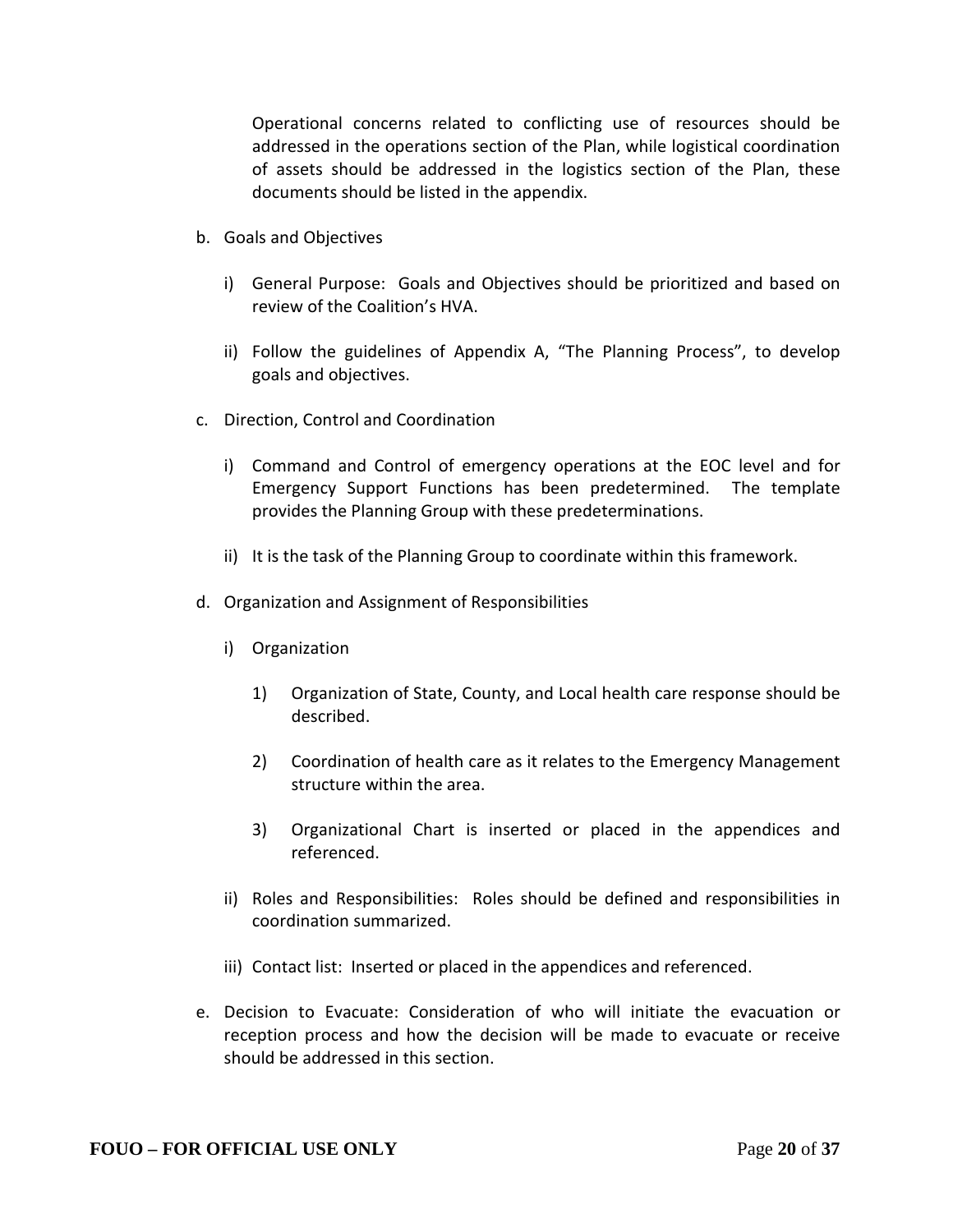Operational concerns related to conflicting use of resources should be addressed in the operations section of the Plan, while logistical coordination of assets should be addressed in the logistics section of the Plan, these documents should be listed in the appendix.

b. Goals and Objectives

   i) General Purpose: Goals and Objectives should be prioritized and based on review of the Coalition's HVA.

   ii) Follow the guidelines of Appendix A, "The Planning Process", to develop goals and objectives.

c. Direction, Control and Coordination

   i) Command and Control of emergency operations at the EOC level and for Emergency Support Functions has been predetermined. The template provides the Planning Group with these predeterminations.

   ii) It is the task of the Planning Group to coordinate within this framework.

d. Organization and Assignment of Responsibilities

   i) Organization

      1) Organization of State, County, and Local health care response should be described.

      2) Coordination of health care as it relates to the Emergency Management structure within the area.

      3) Organizational Chart is inserted or placed in the appendices and referenced.

   ii) Roles and Responsibilities: Roles should be defined and responsibilities in coordination summarized.

   iii) Contact list: Inserted or placed in the appendices and referenced.

e. Decision to Evacuate: Consideration of who will initiate the evacuation or reception process and how the decision will be made to evacuate or receive should be addressed in this section.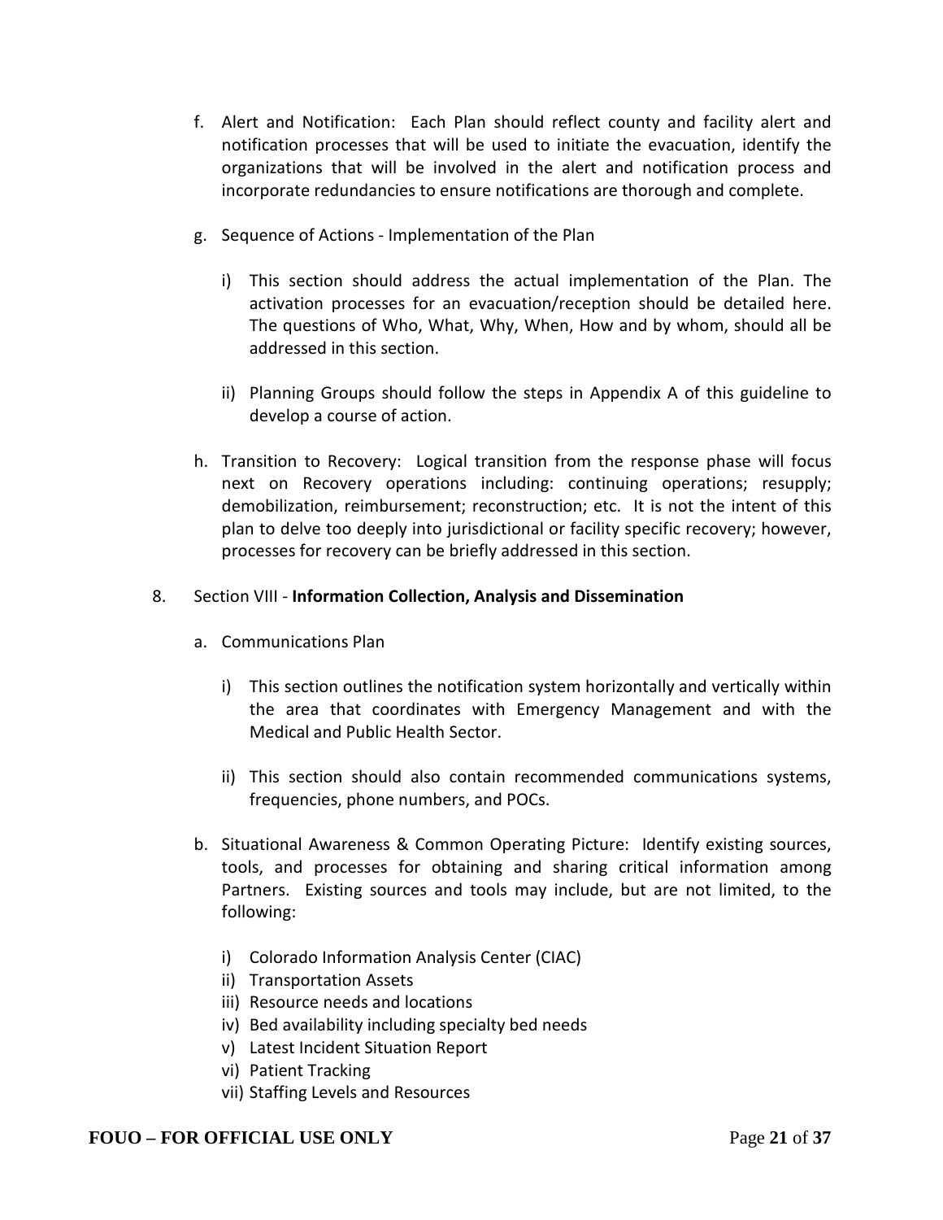f. Alert and Notification: Each Plan should reflect county and facility alert and notification processes that will be used to initiate the evacuation, identify the organizations that will be involved in the alert and notification process and incorporate redundancies to ensure notifications are thorough and complete.

g. Sequence of Actions - Implementation of the Plan

   i) This section should address the actual implementation of the Plan. The activation processes for an evacuation/reception should be detailed here. The questions of Who, What, Why, When, How and by whom, should all be addressed in this section.

   ii) Planning Groups should follow the steps in Appendix A of this guideline to develop a course of action.

h. Transition to Recovery: Logical transition from the response phase will focus next on Recovery operations including: continuing operations; resupply; demobilization, reimbursement; reconstruction; etc. It is not the intent of this plan to delve too deeply into jurisdictional or facility specific recovery; however, processes for recovery can be briefly addressed in this section.

8. Section VIII - **Information Collection, Analysis and Dissemination**

   a. Communications Plan

      i) This section outlines the notification system horizontally and vertically within the area that coordinates with Emergency Management and with the Medical and Public Health Sector.

      ii) This section should also contain recommended communications systems, frequencies, phone numbers, and POCs.

   b. Situational Awareness & Common Operating Picture: Identify existing sources, tools, and processes for obtaining and sharing critical information among Partners. Existing sources and tools may include, but are not limited, to the following:

      i) Colorado Information Analysis Center (CIAC)
      ii) Transportation Assets
      iii) Resource needs and locations
      iv) Bed availability including specialty bed needs
      v) Latest Incident Situation Report
      vi) Patient Tracking
      vii) Staffing Levels and Resources

FOUO – FOR OFFICIAL USE ONLY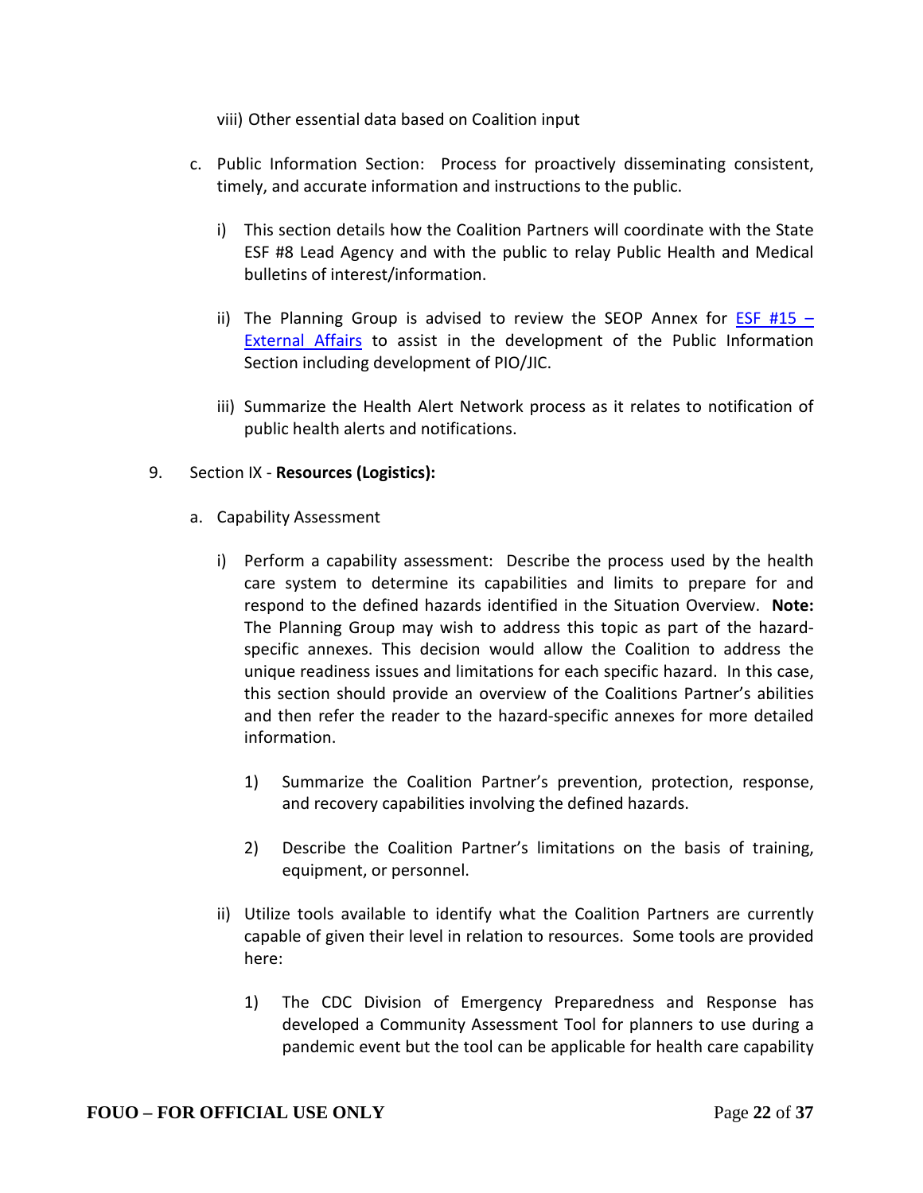viii) Other essential data based on Coalition input

c. Public Information Section: Process for proactively disseminating consistent, timely, and accurate information and instructions to the public.

   i) This section details how the Coalition Partners will coordinate with the State ESF #8 Lead Agency and with the public to relay Public Health and Medical bulletins of interest/information.

   ii) The Planning Group is advised to review the SEOP Annex for ESF #15 – External Affairs to assist in the development of the Public Information Section including development of PIO/JIC.

   iii) Summarize the Health Alert Network process as it relates to notification of public health alerts and notifications.

9. Section IX - **Resources (Logistics):**

   a. Capability Assessment

      i) Perform a capability assessment: Describe the process used by the health care system to determine its capabilities and limits to prepare for and respond to the defined hazards identified in the Situation Overview. **Note:** The Planning Group may wish to address this topic as part of the hazard-specific annexes. This decision would allow the Coalition to address the unique readiness issues and limitations for each specific hazard. In this case, this section should provide an overview of the Coalitions Partner's abilities and then refer the reader to the hazard-specific annexes for more detailed information.

         1) Summarize the Coalition Partner's prevention, protection, response, and recovery capabilities involving the defined hazards.

         2) Describe the Coalition Partner's limitations on the basis of training, equipment, or personnel.

      ii) Utilize tools available to identify what the Coalition Partners are currently capable of given their level in relation to resources. Some tools are provided here:

         1) The CDC Division of Emergency Preparedness and Response has developed a Community Assessment Tool for planners to use during a pandemic event but the tool can be applicable for health care capability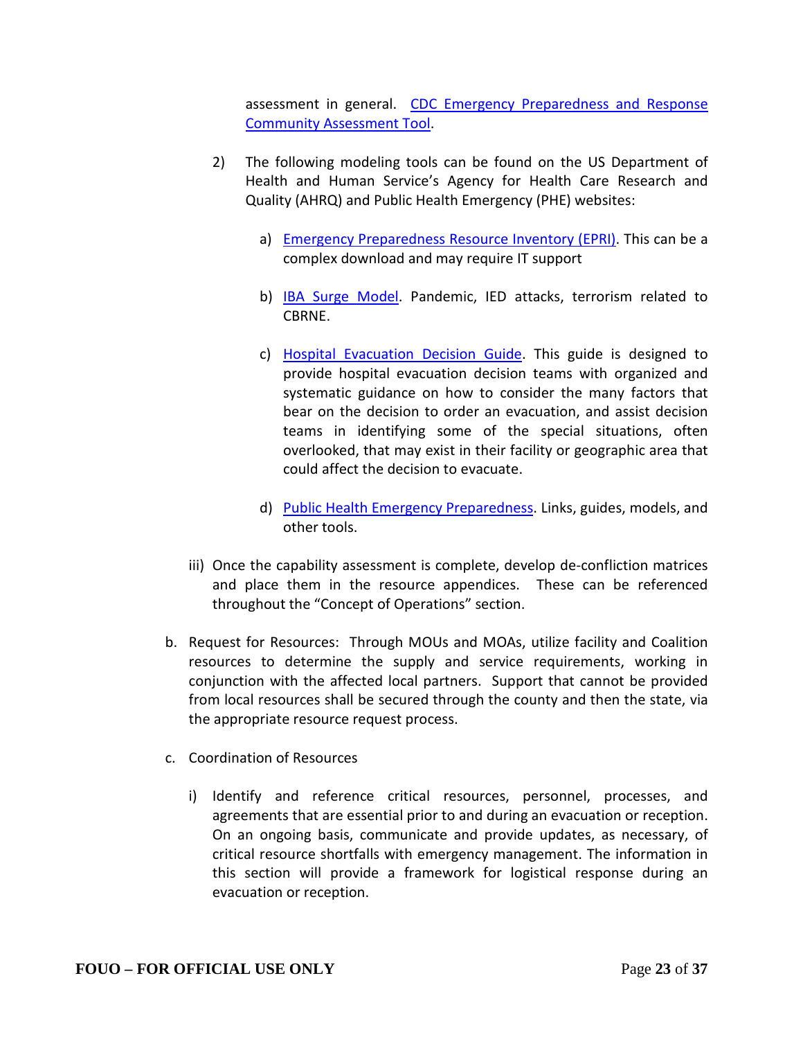assessment in general. [CDC Emergency Preparedness and Response Community Assessment Tool](#).

2) The following modeling tools can be found on the US Department of Health and Human Service's Agency for Health Care Research and Quality (AHRQ) and Public Health Emergency (PHE) websites:

   a) [Emergency Preparedness Resource Inventory (EPRI)](#). This can be a complex download and may require IT support

   b) [IBA Surge Model](#). Pandemic, IED attacks, terrorism related to CBRNE.

   c) [Hospital Evacuation Decision Guide](#). This guide is designed to provide hospital evacuation decision teams with organized and systematic guidance on how to consider the many factors that bear on the decision to order an evacuation, and assist decision teams in identifying some of the special situations, often overlooked, that may exist in their facility or geographic area that could affect the decision to evacuate.

   d) [Public Health Emergency Preparedness](#). Links, guides, models, and other tools.

iii) Once the capability assessment is complete, develop de-confliction matrices and place them in the resource appendices. These can be referenced throughout the "Concept of Operations" section.

b. Request for Resources: Through MOUs and MOAs, utilize facility and Coalition resources to determine the supply and service requirements, working in conjunction with the affected local partners. Support that cannot be provided from local resources shall be secured through the county and then the state, via the appropriate resource request process.

c. Coordination of Resources

   i) Identify and reference critical resources, personnel, processes, and agreements that are essential prior to and during an evacuation or reception. On an ongoing basis, communicate and provide updates, as necessary, of critical resource shortfalls with emergency management. The information in this section will provide a framework for logistical response during an evacuation or reception.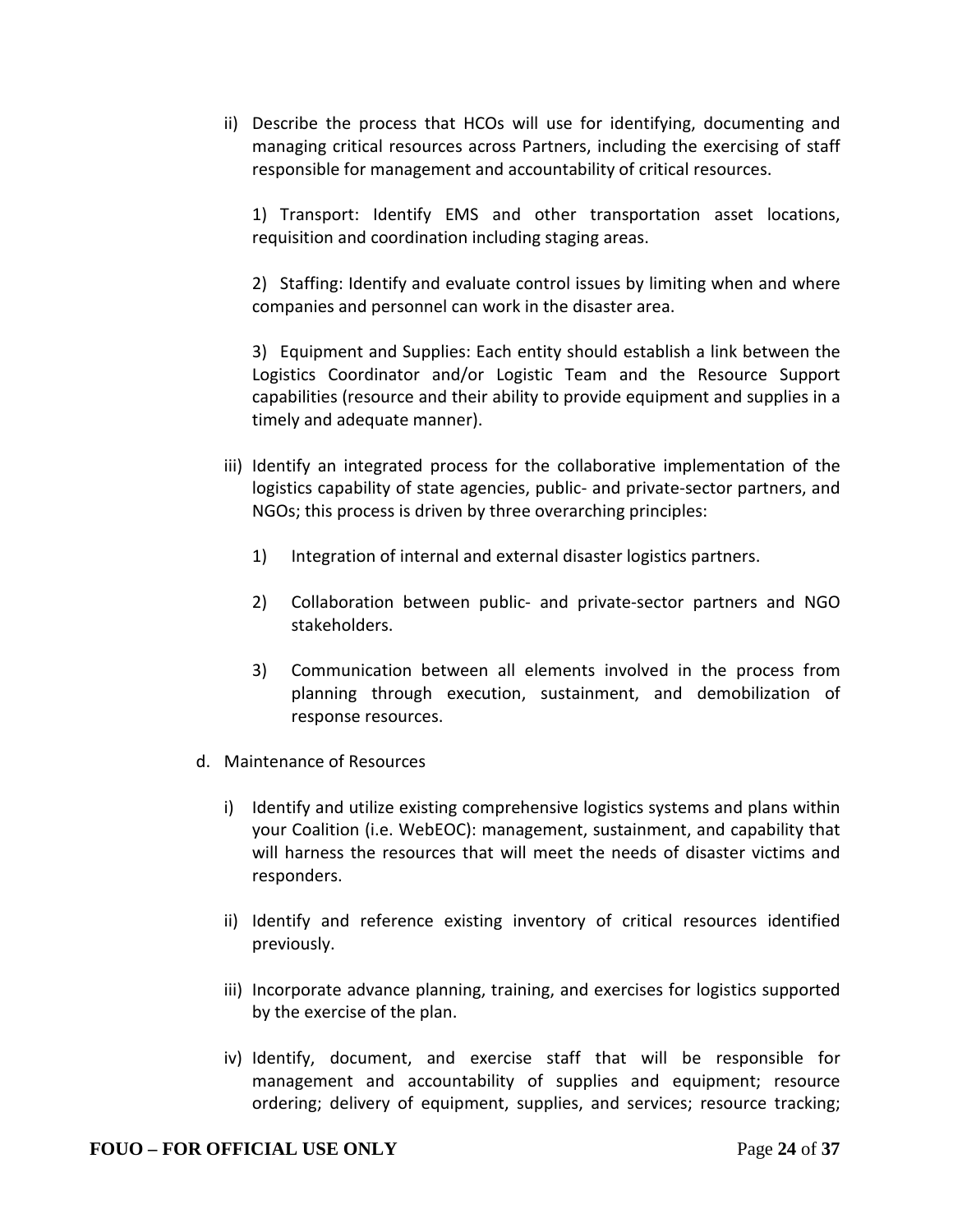ii) Describe the process that HCOs will use for identifying, documenting and managing critical resources across Partners, including the exercising of staff responsible for management and accountability of critical resources.

1) Transport: Identify EMS and other transportation asset locations, requisition and coordination including staging areas.

2) Staffing: Identify and evaluate control issues by limiting when and where companies and personnel can work in the disaster area.

3) Equipment and Supplies: Each entity should establish a link between the Logistics Coordinator and/or Logistic Team and the Resource Support capabilities (resource and their ability to provide equipment and supplies in a timely and adequate manner).

iii) Identify an integrated process for the collaborative implementation of the logistics capability of state agencies, public- and private-sector partners, and NGOs; this process is driven by three overarching principles:

1) Integration of internal and external disaster logistics partners.

2) Collaboration between public- and private-sector partners and NGO stakeholders.

3) Communication between all elements involved in the process from planning through execution, sustainment, and demobilization of response resources.

d. Maintenance of Resources

i) Identify and utilize existing comprehensive logistics systems and plans within your Coalition (i.e. WebEOC): management, sustainment, and capability that will harness the resources that will meet the needs of disaster victims and responders.

ii) Identify and reference existing inventory of critical resources identified previously.

iii) Incorporate advance planning, training, and exercises for logistics supported by the exercise of the plan.

iv) Identify, document, and exercise staff that will be responsible for management and accountability of supplies and equipment; resource ordering; delivery of equipment, supplies, and services; resource tracking;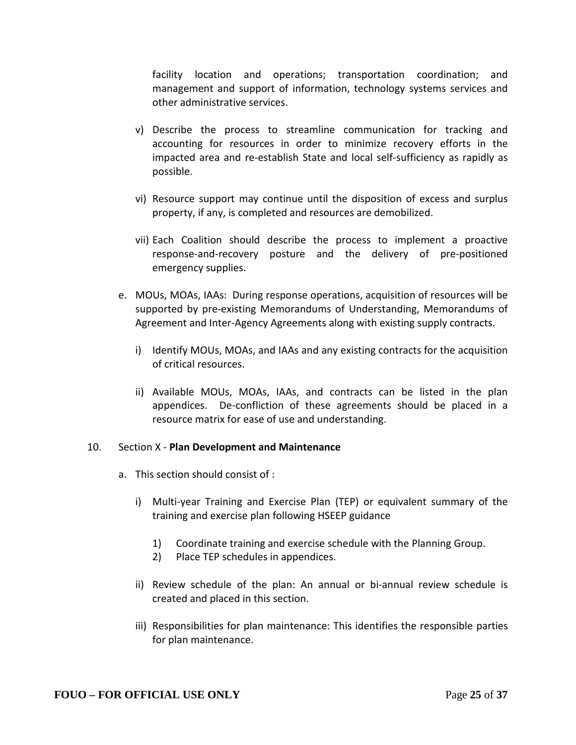facility location and operations; transportation coordination; and management and support of information, technology systems services and other administrative services.

v) Describe the process to streamline communication for tracking and accounting for resources in order to minimize recovery efforts in the impacted area and re-establish State and local self-sufficiency as rapidly as possible.

vi) Resource support may continue until the disposition of excess and surplus property, if any, is completed and resources are demobilized.

vii) Each Coalition should describe the process to implement a proactive response-and-recovery posture and the delivery of pre-positioned emergency supplies.

e. MOUs, MOAs, IAAs: During response operations, acquisition of resources will be supported by pre-existing Memorandums of Understanding, Memorandums of Agreement and Inter-Agency Agreements along with existing supply contracts.

i) Identify MOUs, MOAs, and IAAs and any existing contracts for the acquisition of critical resources.

ii) Available MOUs, MOAs, IAAs, and contracts can be listed in the plan appendices. De-confliction of these agreements should be placed in a resource matrix for ease of use and understanding.

10. Section X - **Plan Development and Maintenance**

a. This section should consist of :

i) Multi-year Training and Exercise Plan (TEP) or equivalent summary of the training and exercise plan following HSEEP guidance

1) Coordinate training and exercise schedule with the Planning Group.
2) Place TEP schedules in appendices.

ii) Review schedule of the plan: An annual or bi-annual review schedule is created and placed in this section.

iii) Responsibilities for plan maintenance: This identifies the responsible parties for plan maintenance.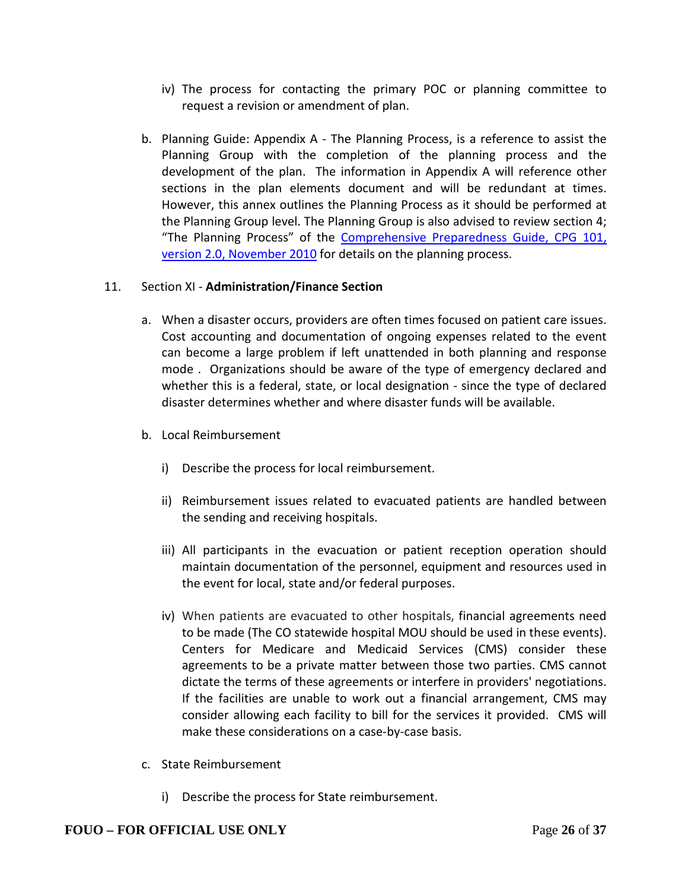iv) The process for contacting the primary POC or planning committee to request a revision or amendment of plan.

b. Planning Guide: Appendix A - The Planning Process, is a reference to assist the Planning Group with the completion of the planning process and the development of the plan. The information in Appendix A will reference other sections in the plan elements document and will be redundant at times. However, this annex outlines the Planning Process as it should be performed at the Planning Group level. The Planning Group is also advised to review section 4; "The Planning Process" of the [Comprehensive Preparedness Guide, CPG 101, version 2.0, November 2010] for details on the planning process.

11. Section XI - **Administration/Finance Section**

a. When a disaster occurs, providers are often times focused on patient care issues. Cost accounting and documentation of ongoing expenses related to the event can become a large problem if left unattended in both planning and response mode . Organizations should be aware of the type of emergency declared and whether this is a federal, state, or local designation - since the type of declared disaster determines whether and where disaster funds will be available.

b. Local Reimbursement

i) Describe the process for local reimbursement.

ii) Reimbursement issues related to evacuated patients are handled between the sending and receiving hospitals.

iii) All participants in the evacuation or patient reception operation should maintain documentation of the personnel, equipment and resources used in the event for local, state and/or federal purposes.

iv) When patients are evacuated to other hospitals, financial agreements need to be made (The CO statewide hospital MOU should be used in these events). Centers for Medicare and Medicaid Services (CMS) consider these agreements to be a private matter between those two parties. CMS cannot dictate the terms of these agreements or interfere in providers' negotiations. If the facilities are unable to work out a financial arrangement, CMS may consider allowing each facility to bill for the services it provided. CMS will make these considerations on a case-by-case basis.

c. State Reimbursement

i) Describe the process for State reimbursement.

**FOUO – FOR OFFICIAL USE ONLY**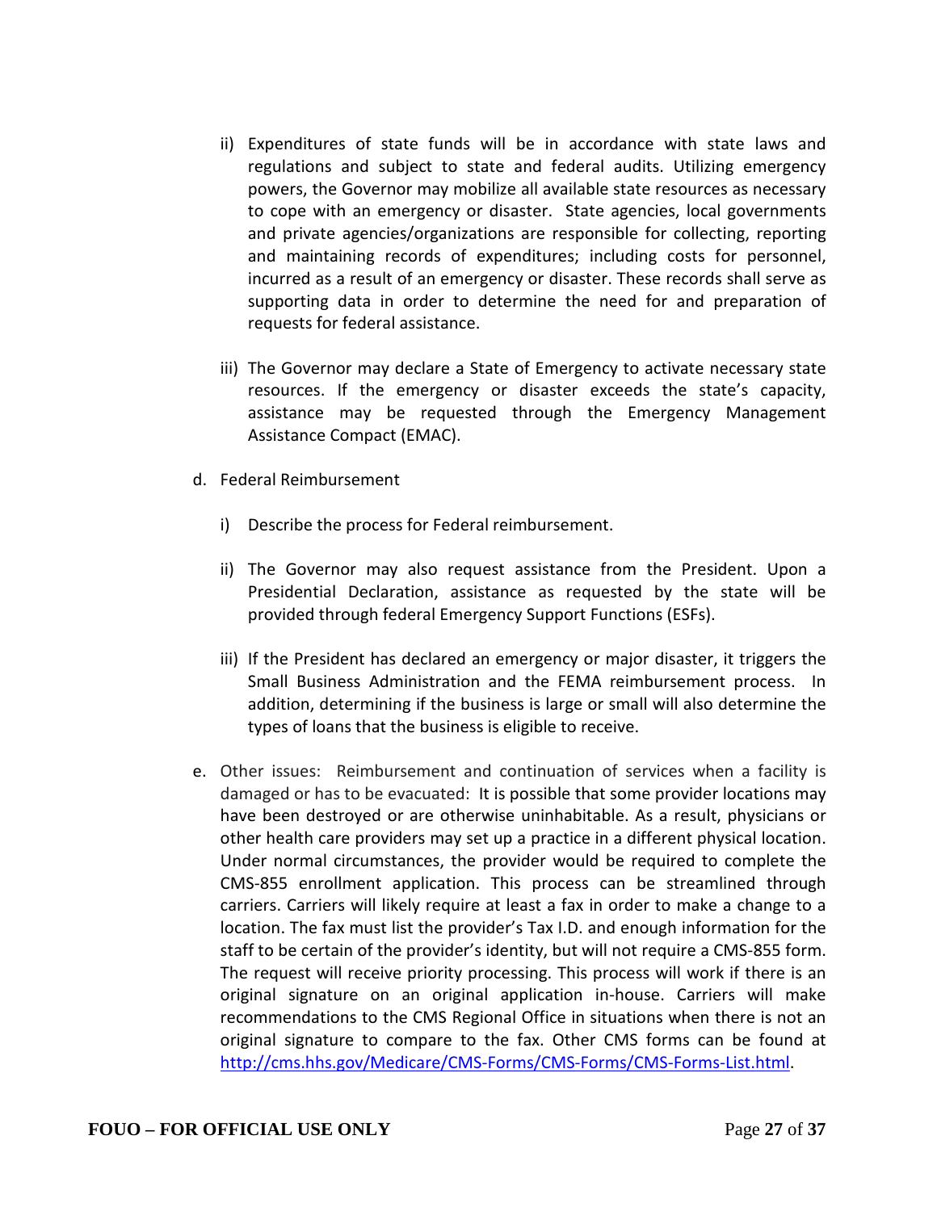ii) Expenditures of state funds will be in accordance with state laws and regulations and subject to state and federal audits. Utilizing emergency powers, the Governor may mobilize all available state resources as necessary to cope with an emergency or disaster. State agencies, local governments and private agencies/organizations are responsible for collecting, reporting and maintaining records of expenditures; including costs for personnel, incurred as a result of an emergency or disaster. These records shall serve as supporting data in order to determine the need for and preparation of requests for federal assistance.

iii) The Governor may declare a State of Emergency to activate necessary state resources. If the emergency or disaster exceeds the state's capacity, assistance may be requested through the Emergency Management Assistance Compact (EMAC).

d. Federal Reimbursement

i) Describe the process for Federal reimbursement.

ii) The Governor may also request assistance from the President. Upon a Presidential Declaration, assistance as requested by the state will be provided through federal Emergency Support Functions (ESFs).

iii) If the President has declared an emergency or major disaster, it triggers the Small Business Administration and the FEMA reimbursement process. In addition, determining if the business is large or small will also determine the types of loans that the business is eligible to receive.

e. Other issues: Reimbursement and continuation of services when a facility is damaged or has to be evacuated: It is possible that some provider locations may have been destroyed or are otherwise uninhabitable. As a result, physicians or other health care providers may set up a practice in a different physical location. Under normal circumstances, the provider would be required to complete the CMS-855 enrollment application. This process can be streamlined through carriers. Carriers will likely require at least a fax in order to make a change to a location. The fax must list the provider's Tax I.D. and enough information for the staff to be certain of the provider's identity, but will not require a CMS-855 form. The request will receive priority processing. This process will work if there is an original signature on an original application in-house. Carriers will make recommendations to the CMS Regional Office in situations when there is not an original signature to compare to the fax. Other CMS forms can be found at [http://cms.hhs.gov/Medicare/CMS-Forms/CMS-Forms/CMS-Forms-List.html](http://cms.hhs.gov/Medicare/CMS-Forms/CMS-Forms/CMS-Forms-List.html).

**FOUO – FOR OFFICIAL USE ONLY**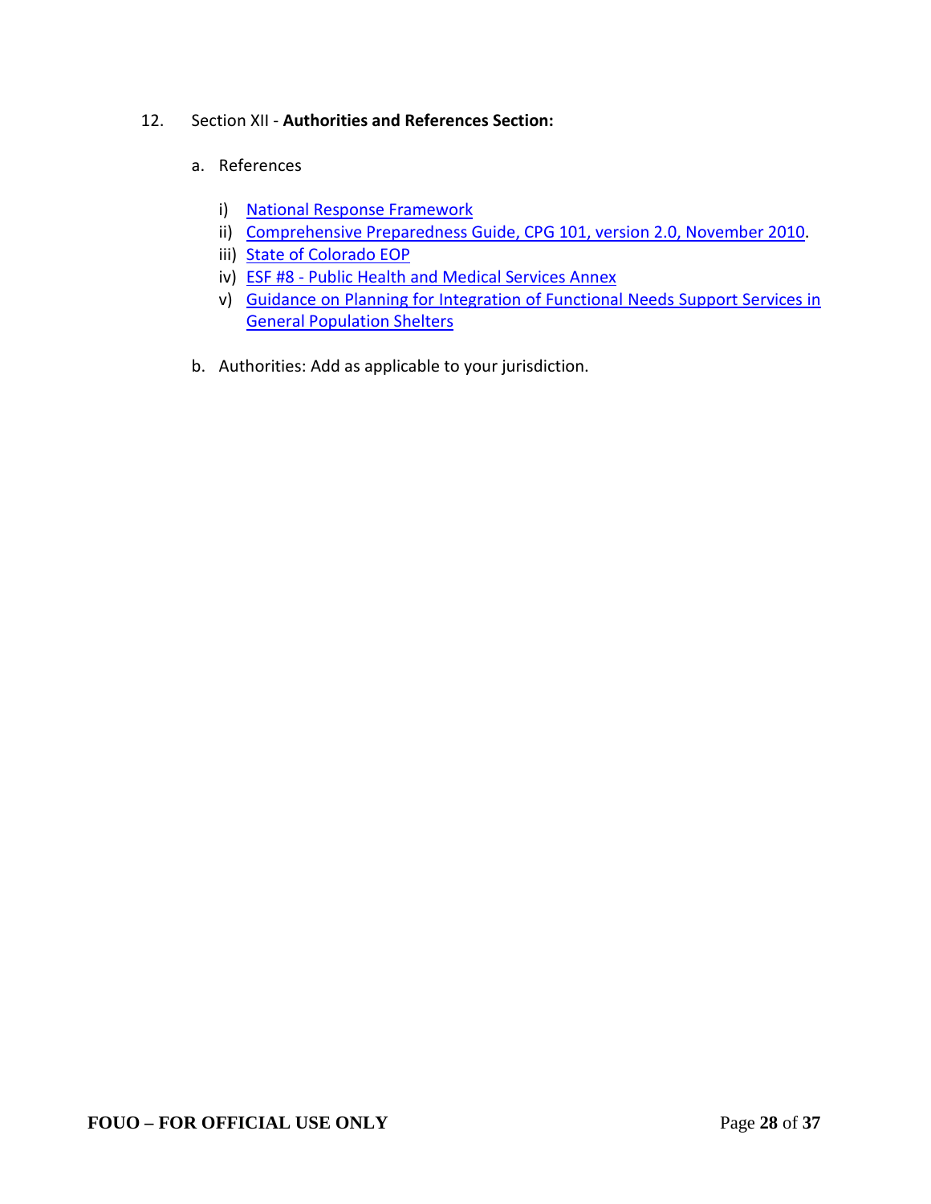12. Section XII - **Authorities and References Section:**

   a. References

      i) National Response Framework
      ii) Comprehensive Preparedness Guide, CPG 101, version 2.0, November 2010.
      iii) State of Colorado EOP
      iv) ESF #8 - Public Health and Medical Services Annex
      v) Guidance on Planning for Integration of Functional Needs Support Services in General Population Shelters

   b. Authorities: Add as applicable to your jurisdiction.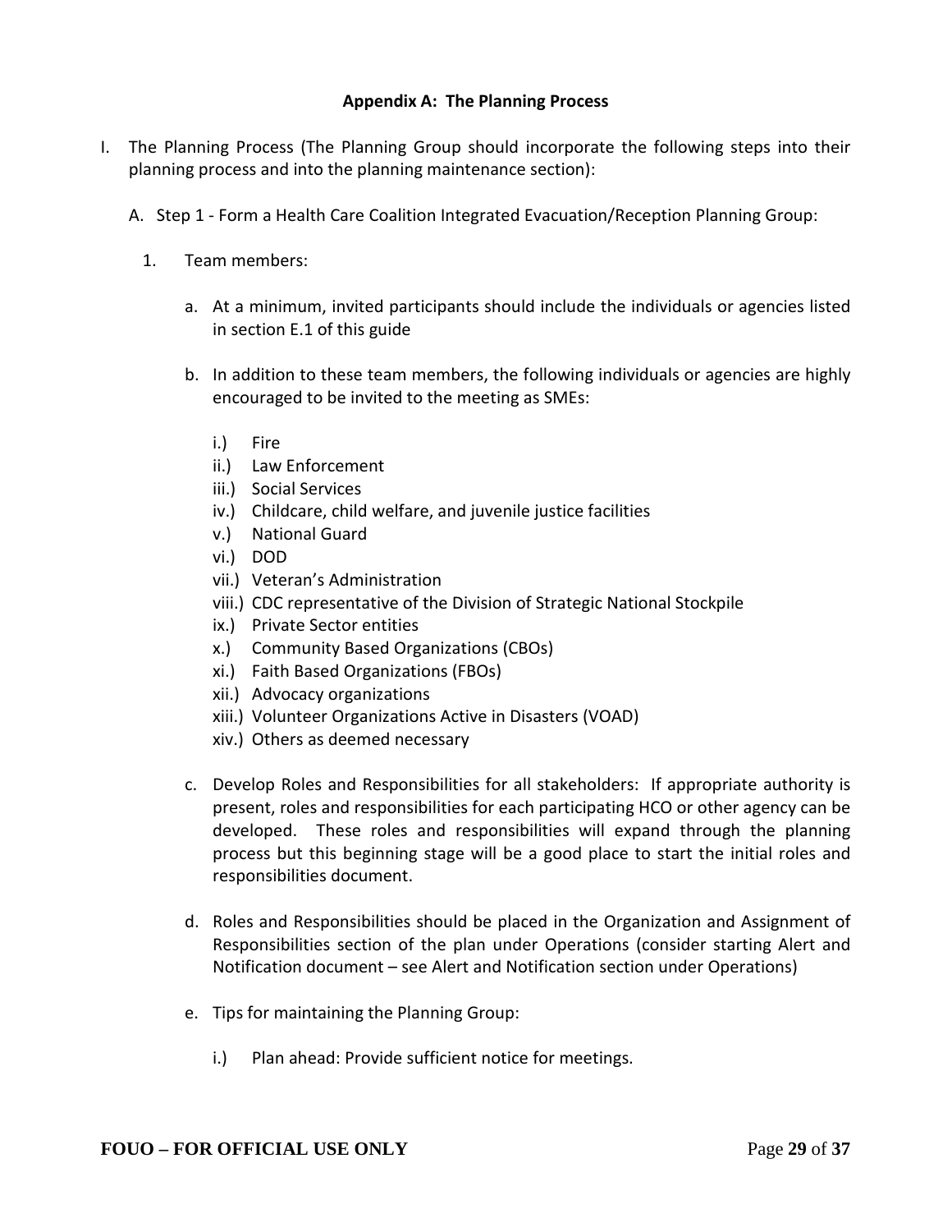## Appendix A: The Planning Process

I. The Planning Process (The Planning Group should incorporate the following steps into their planning process and into the planning maintenance section):

   A. Step 1 - Form a Health Care Coalition Integrated Evacuation/Reception Planning Group:

      1. Team members:

         a. At a minimum, invited participants should include the individuals or agencies listed in section E.1 of this guide

         b. In addition to these team members, the following individuals or agencies are highly encouraged to be invited to the meeting as SMEs:

            i.) Fire
            ii.) Law Enforcement
            iii.) Social Services
            iv.) Childcare, child welfare, and juvenile justice facilities
            v.) National Guard
            vi.) DOD
            vii.) Veteran's Administration
            viii.) CDC representative of the Division of Strategic National Stockpile
            ix.) Private Sector entities
            x.) Community Based Organizations (CBOs)
            xi.) Faith Based Organizations (FBOs)
            xii.) Advocacy organizations
            xiii.) Volunteer Organizations Active in Disasters (VOAD)
            xiv.) Others as deemed necessary

         c. Develop Roles and Responsibilities for all stakeholders: If appropriate authority is present, roles and responsibilities for each participating HCO or other agency can be developed. These roles and responsibilities will expand through the planning process but this beginning stage will be a good place to start the initial roles and responsibilities document.

         d. Roles and Responsibilities should be placed in the Organization and Assignment of Responsibilities section of the plan under Operations (consider starting Alert and Notification document – see Alert and Notification section under Operations)

         e. Tips for maintaining the Planning Group:

            i.) Plan ahead: Provide sufficient notice for meetings.

FOUO – FOR OFFICIAL USE ONLY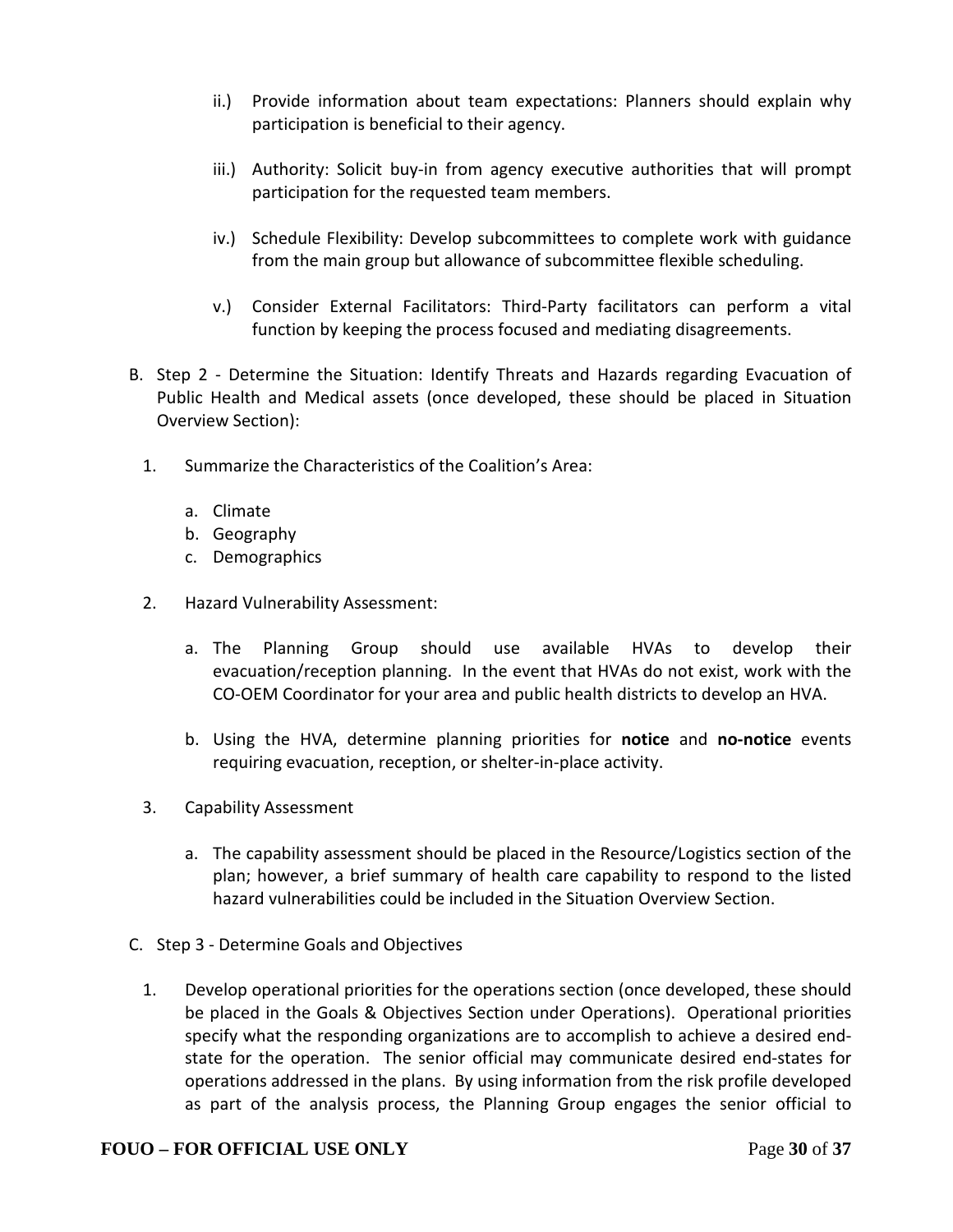ii.) Provide information about team expectations: Planners should explain why participation is beneficial to their agency.

iii.) Authority: Solicit buy-in from agency executive authorities that will prompt participation for the requested team members.

iv.) Schedule Flexibility: Develop subcommittees to complete work with guidance from the main group but allowance of subcommittee flexible scheduling.

v.) Consider External Facilitators: Third-Party facilitators can perform a vital function by keeping the process focused and mediating disagreements.

B. Step 2 - Determine the Situation: Identify Threats and Hazards regarding Evacuation of Public Health and Medical assets (once developed, these should be placed in Situation Overview Section):

1. Summarize the Characteristics of the Coalition's Area:

   a. Climate
   b. Geography
   c. Demographics

2. Hazard Vulnerability Assessment:

   a. The Planning Group should use available HVAs to develop their evacuation/reception planning. In the event that HVAs do not exist, work with the CO-OEM Coordinator for your area and public health districts to develop an HVA.

   b. Using the HVA, determine planning priorities for **notice** and **no-notice** events requiring evacuation, reception, or shelter-in-place activity.

3. Capability Assessment

   a. The capability assessment should be placed in the Resource/Logistics section of the plan; however, a brief summary of health care capability to respond to the listed hazard vulnerabilities could be included in the Situation Overview Section.

C. Step 3 - Determine Goals and Objectives

1. Develop operational priorities for the operations section (once developed, these should be placed in the Goals & Objectives Section under Operations). Operational priorities specify what the responding organizations are to accomplish to achieve a desired end-state for the operation. The senior official may communicate desired end-states for operations addressed in the plans. By using information from the risk profile developed as part of the analysis process, the Planning Group engages the senior official to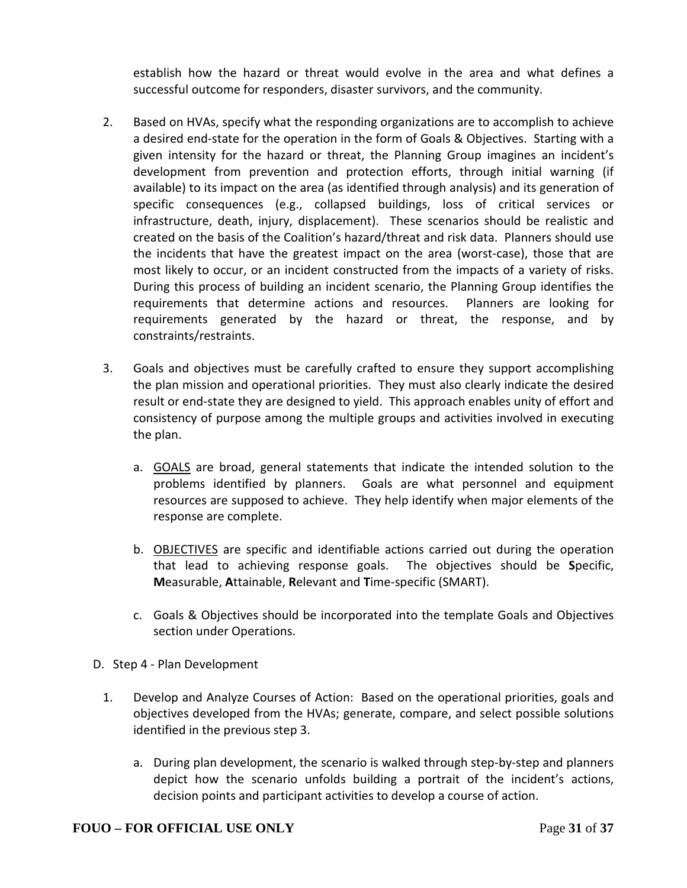establish how the hazard or threat would evolve in the area and what defines a successful outcome for responders, disaster survivors, and the community.

2. Based on HVAs, specify what the responding organizations are to accomplish to achieve a desired end-state for the operation in the form of Goals & Objectives. Starting with a given intensity for the hazard or threat, the Planning Group imagines an incident's development from prevention and protection efforts, through initial warning (if available) to its impact on the area (as identified through analysis) and its generation of specific consequences (e.g., collapsed buildings, loss of critical services or infrastructure, death, injury, displacement). These scenarios should be realistic and created on the basis of the Coalition's hazard/threat and risk data. Planners should use the incidents that have the greatest impact on the area (worst-case), those that are most likely to occur, or an incident constructed from the impacts of a variety of risks. During this process of building an incident scenario, the Planning Group identifies the requirements that determine actions and resources. Planners are looking for requirements generated by the hazard or threat, the response, and by constraints/restraints.

3. Goals and objectives must be carefully crafted to ensure they support accomplishing the plan mission and operational priorities. They must also clearly indicate the desired result or end-state they are designed to yield. This approach enables unity of effort and consistency of purpose among the multiple groups and activities involved in executing the plan.

   a. <u>GOALS</u> are broad, general statements that indicate the intended solution to the problems identified by planners. Goals are what personnel and equipment resources are supposed to achieve. They help identify when major elements of the response are complete.

   b. <u>OBJECTIVES</u> are specific and identifiable actions carried out during the operation that lead to achieving response goals. The objectives should be **S**pecific, **M**easurable, **A**ttainable, **R**elevant and **T**ime-specific (SMART).

   c. Goals & Objectives should be incorporated into the template Goals and Objectives section under Operations.

D. Step 4 - Plan Development

1. Develop and Analyze Courses of Action: Based on the operational priorities, goals and objectives developed from the HVAs; generate, compare, and select possible solutions identified in the previous step 3.

   a. During plan development, the scenario is walked through step-by-step and planners depict how the scenario unfolds building a portrait of the incident's actions, decision points and participant activities to develop a course of action.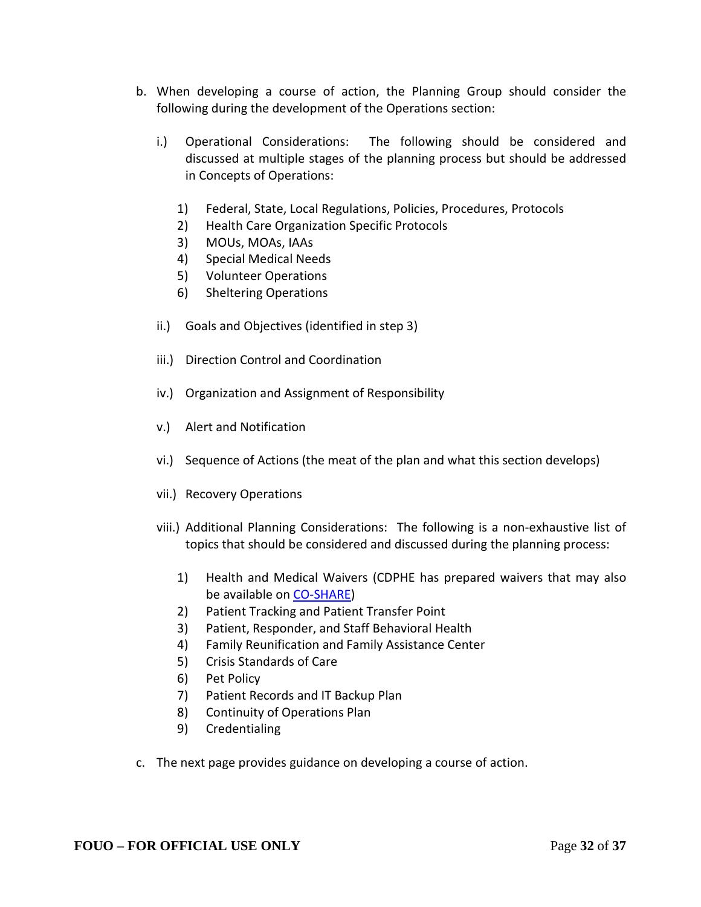b. When developing a course of action, the Planning Group should consider the following during the development of the Operations section:

   i.) Operational Considerations: The following should be considered and discussed at multiple stages of the planning process but should be addressed in Concepts of Operations:

      1) Federal, State, Local Regulations, Policies, Procedures, Protocols
      2) Health Care Organization Specific Protocols
      3) MOUs, MOAs, IAAs
      4) Special Medical Needs
      5) Volunteer Operations
      6) Sheltering Operations

   ii.) Goals and Objectives (identified in step 3)

   iii.) Direction Control and Coordination

   iv.) Organization and Assignment of Responsibility

   v.) Alert and Notification

   vi.) Sequence of Actions (the meat of the plan and what this section develops)

   vii.) Recovery Operations

   viii.) Additional Planning Considerations: The following is a non-exhaustive list of topics that should be considered and discussed during the planning process:

      1) Health and Medical Waivers (CDPHE has prepared waivers that may also be available on CO-SHARE)
      2) Patient Tracking and Patient Transfer Point
      3) Patient, Responder, and Staff Behavioral Health
      4) Family Reunification and Family Assistance Center
      5) Crisis Standards of Care
      6) Pet Policy
      7) Patient Records and IT Backup Plan
      8) Continuity of Operations Plan
      9) Credentialing

c. The next page provides guidance on developing a course of action.

**FOUO – FOR OFFICIAL USE ONLY**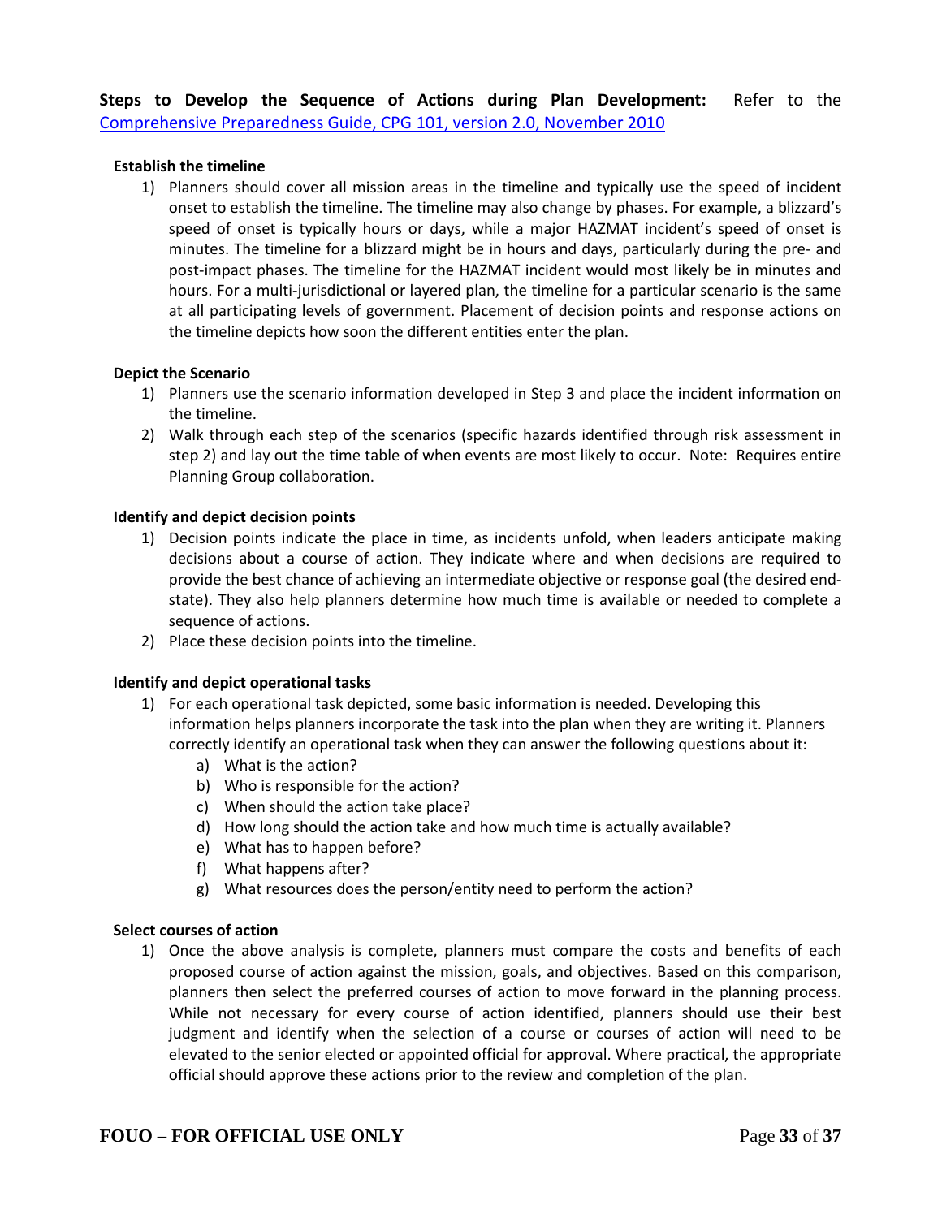**Steps to Develop the Sequence of Actions during Plan Development:** Refer to the [Comprehensive Preparedness Guide, CPG 101, version 2.0, November 2010]()

**Establish the timeline**

1) Planners should cover all mission areas in the timeline and typically use the speed of incident onset to establish the timeline. The timeline may also change by phases. For example, a blizzard's speed of onset is typically hours or days, while a major HAZMAT incident's speed of onset is minutes. The timeline for a blizzard might be in hours and days, particularly during the pre- and post-impact phases. The timeline for the HAZMAT incident would most likely be in minutes and hours. For a multi-jurisdictional or layered plan, the timeline for a particular scenario is the same at all participating levels of government. Placement of decision points and response actions on the timeline depicts how soon the different entities enter the plan.

**Depict the Scenario**

1) Planners use the scenario information developed in Step 3 and place the incident information on the timeline.
2) Walk through each step of the scenarios (specific hazards identified through risk assessment in step 2) and lay out the time table of when events are most likely to occur. Note: Requires entire Planning Group collaboration.

**Identify and depict decision points**

1) Decision points indicate the place in time, as incidents unfold, when leaders anticipate making decisions about a course of action. They indicate where and when decisions are required to provide the best chance of achieving an intermediate objective or response goal (the desired end-state). They also help planners determine how much time is available or needed to complete a sequence of actions.
2) Place these decision points into the timeline.

**Identify and depict operational tasks**

1) For each operational task depicted, some basic information is needed. Developing this information helps planners incorporate the task into the plan when they are writing it. Planners correctly identify an operational task when they can answer the following questions about it:
   a) What is the action?
   b) Who is responsible for the action?
   c) When should the action take place?
   d) How long should the action take and how much time is actually available?
   e) What has to happen before?
   f) What happens after?
   g) What resources does the person/entity need to perform the action?

**Select courses of action**

1) Once the above analysis is complete, planners must compare the costs and benefits of each proposed course of action against the mission, goals, and objectives. Based on this comparison, planners then select the preferred courses of action to move forward in the planning process. While not necessary for every course of action identified, planners should use their best judgment and identify when the selection of a course or courses of action will need to be elevated to the senior elected or appointed official for approval. Where practical, the appropriate official should approve these actions prior to the review and completion of the plan.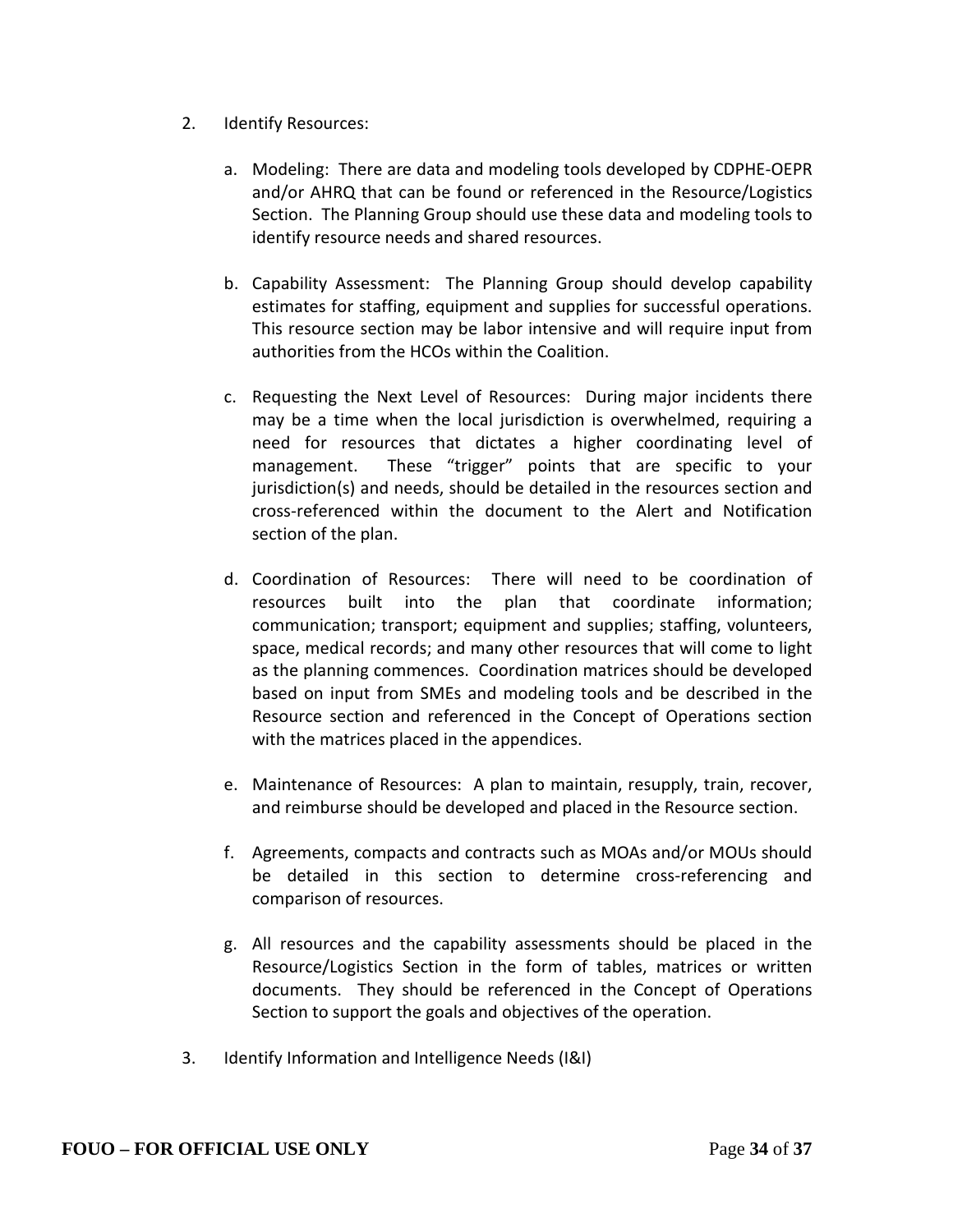2. Identify Resources:

   a. Modeling: There are data and modeling tools developed by CDPHE-OEPR and/or AHRQ that can be found or referenced in the Resource/Logistics Section. The Planning Group should use these data and modeling tools to identify resource needs and shared resources.

   b. Capability Assessment: The Planning Group should develop capability estimates for staffing, equipment and supplies for successful operations. This resource section may be labor intensive and will require input from authorities from the HCOs within the Coalition.

   c. Requesting the Next Level of Resources: During major incidents there may be a time when the local jurisdiction is overwhelmed, requiring a need for resources that dictates a higher coordinating level of management. These "trigger" points that are specific to your jurisdiction(s) and needs, should be detailed in the resources section and cross-referenced within the document to the Alert and Notification section of the plan.

   d. Coordination of Resources: There will need to be coordination of resources built into the plan that coordinate information; communication; transport; equipment and supplies; staffing, volunteers, space, medical records; and many other resources that will come to light as the planning commences. Coordination matrices should be developed based on input from SMEs and modeling tools and be described in the Resource section and referenced in the Concept of Operations section with the matrices placed in the appendices.

   e. Maintenance of Resources: A plan to maintain, resupply, train, recover, and reimburse should be developed and placed in the Resource section.

   f. Agreements, compacts and contracts such as MOAs and/or MOUs should be detailed in this section to determine cross-referencing and comparison of resources.

   g. All resources and the capability assessments should be placed in the Resource/Logistics Section in the form of tables, matrices or written documents. They should be referenced in the Concept of Operations Section to support the goals and objectives of the operation.

3. Identify Information and Intelligence Needs (I&I)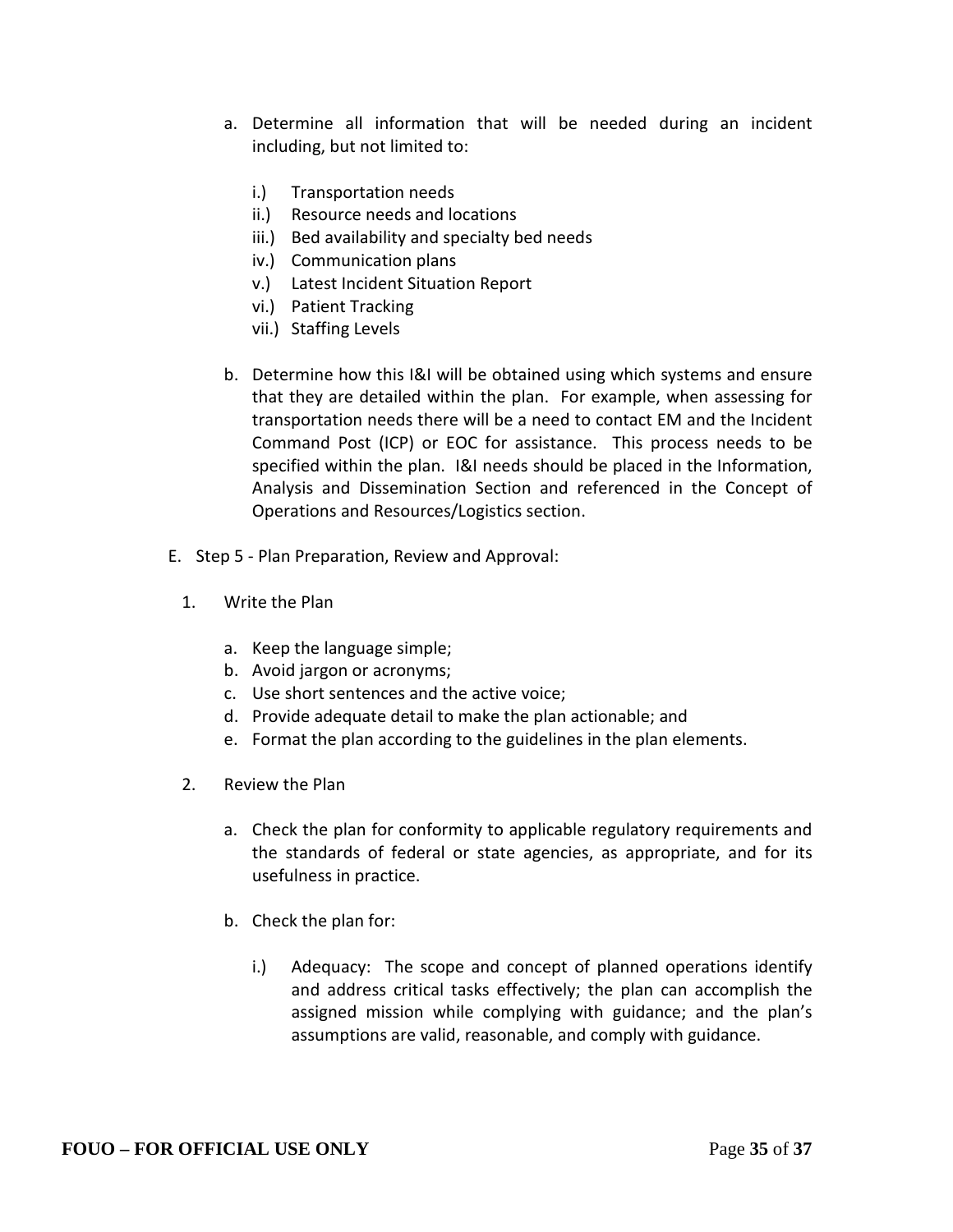a. Determine all information that will be needed during an incident including, but not limited to:

   i.) Transportation needs
   ii.) Resource needs and locations
   iii.) Bed availability and specialty bed needs
   iv.) Communication plans
   v.) Latest Incident Situation Report
   vi.) Patient Tracking
   vii.) Staffing Levels

b. Determine how this I&I will be obtained using which systems and ensure that they are detailed within the plan. For example, when assessing for transportation needs there will be a need to contact EM and the Incident Command Post (ICP) or EOC for assistance. This process needs to be specified within the plan. I&I needs should be placed in the Information, Analysis and Dissemination Section and referenced in the Concept of Operations and Resources/Logistics section.

E. Step 5 - Plan Preparation, Review and Approval:

1. Write the Plan

   a. Keep the language simple;
   b. Avoid jargon or acronyms;
   c. Use short sentences and the active voice;
   d. Provide adequate detail to make the plan actionable; and
   e. Format the plan according to the guidelines in the plan elements.

2. Review the Plan

   a. Check the plan for conformity to applicable regulatory requirements and the standards of federal or state agencies, as appropriate, and for its usefulness in practice.

   b. Check the plan for:

      i.) Adequacy: The scope and concept of planned operations identify and address critical tasks effectively; the plan can accomplish the assigned mission while complying with guidance; and the plan's assumptions are valid, reasonable, and comply with guidance.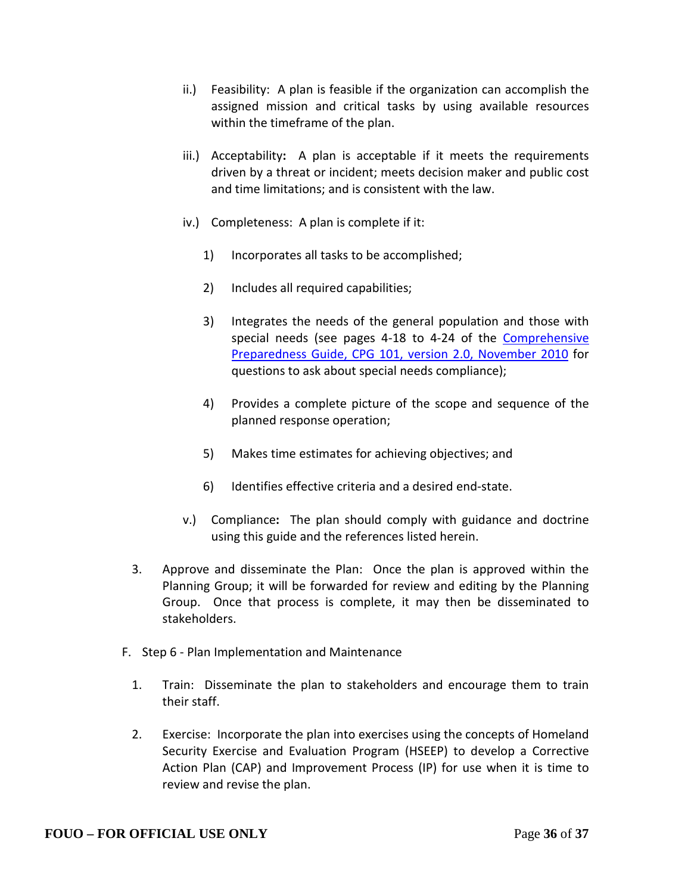ii.) Feasibility: A plan is feasible if the organization can accomplish the assigned mission and critical tasks by using available resources within the timeframe of the plan.

iii.) Acceptability**:** A plan is acceptable if it meets the requirements driven by a threat or incident; meets decision maker and public cost and time limitations; and is consistent with the law.

iv.) Completeness: A plan is complete if it:

1) Incorporates all tasks to be accomplished;

2) Includes all required capabilities;

3) Integrates the needs of the general population and those with special needs (see pages 4-18 to 4-24 of the Comprehensive Preparedness Guide, CPG 101, version 2.0, November 2010 for questions to ask about special needs compliance);

4) Provides a complete picture of the scope and sequence of the planned response operation;

5) Makes time estimates for achieving objectives; and

6) Identifies effective criteria and a desired end-state.

v.) Compliance**:** The plan should comply with guidance and doctrine using this guide and the references listed herein.

3. Approve and disseminate the Plan: Once the plan is approved within the Planning Group; it will be forwarded for review and editing by the Planning Group. Once that process is complete, it may then be disseminated to stakeholders.

F. Step 6 - Plan Implementation and Maintenance

1. Train: Disseminate the plan to stakeholders and encourage them to train their staff.

2. Exercise: Incorporate the plan into exercises using the concepts of Homeland Security Exercise and Evaluation Program (HSEEP) to develop a Corrective Action Plan (CAP) and Improvement Process (IP) for use when it is time to review and revise the plan.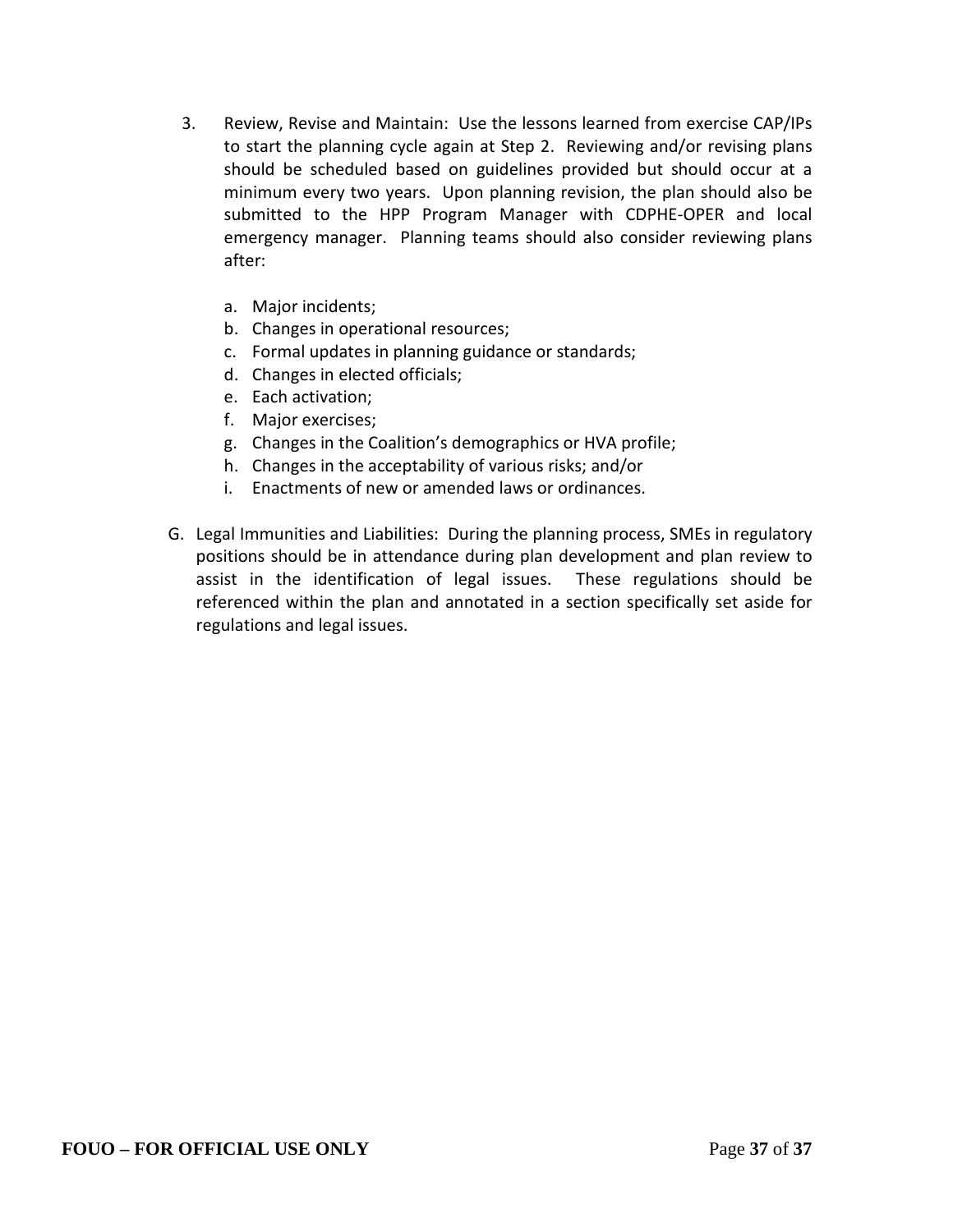3. Review, Revise and Maintain: Use the lessons learned from exercise CAP/IPs to start the planning cycle again at Step 2. Reviewing and/or revising plans should be scheduled based on guidelines provided but should occur at a minimum every two years. Upon planning revision, the plan should also be submitted to the HPP Program Manager with CDPHE-OPER and local emergency manager. Planning teams should also consider reviewing plans after:

   a. Major incidents;
   b. Changes in operational resources;
   c. Formal updates in planning guidance or standards;
   d. Changes in elected officials;
   e. Each activation;
   f. Major exercises;
   g. Changes in the Coalition's demographics or HVA profile;
   h. Changes in the acceptability of various risks; and/or
   i. Enactments of new or amended laws or ordinances.

G. Legal Immunities and Liabilities: During the planning process, SMEs in regulatory positions should be in attendance during plan development and plan review to assist in the identification of legal issues. These regulations should be referenced within the plan and annotated in a section specifically set aside for regulations and legal issues.